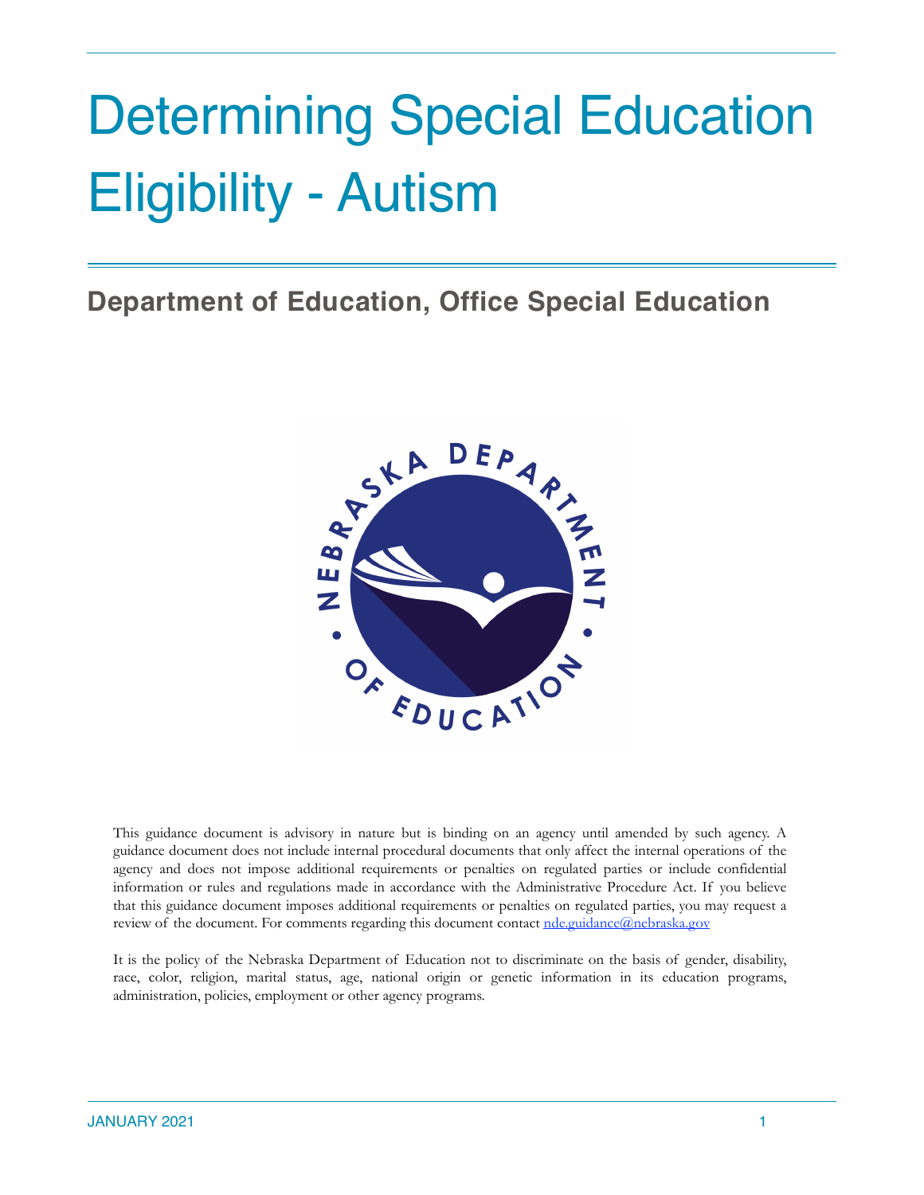# Determining Special Education Eligibility - Autism

## Department of Education, Office Special Education

This guidance document is advisory in nature but is binding on an agency until amended by such agency. A guidance document does not include internal procedural documents that only affect the internal operations of the agency and does not impose additional requirements or penalties on regulated parties or include confidential information or rules and regulations made in accordance with the Administrative Procedure Act. If you believe that this guidance document imposes additional requirements or penalties on regulated parties, you may request a review of the document. For comments regarding this document contact nde.guidance@nebraska.gov

It is the policy of the Nebraska Department of Education not to discriminate on the basis of gender, disability, race, color, religion, marital status, age, national origin or genetic information in its education programs, administration, policies, employment or other agency programs.

JANUARY 2021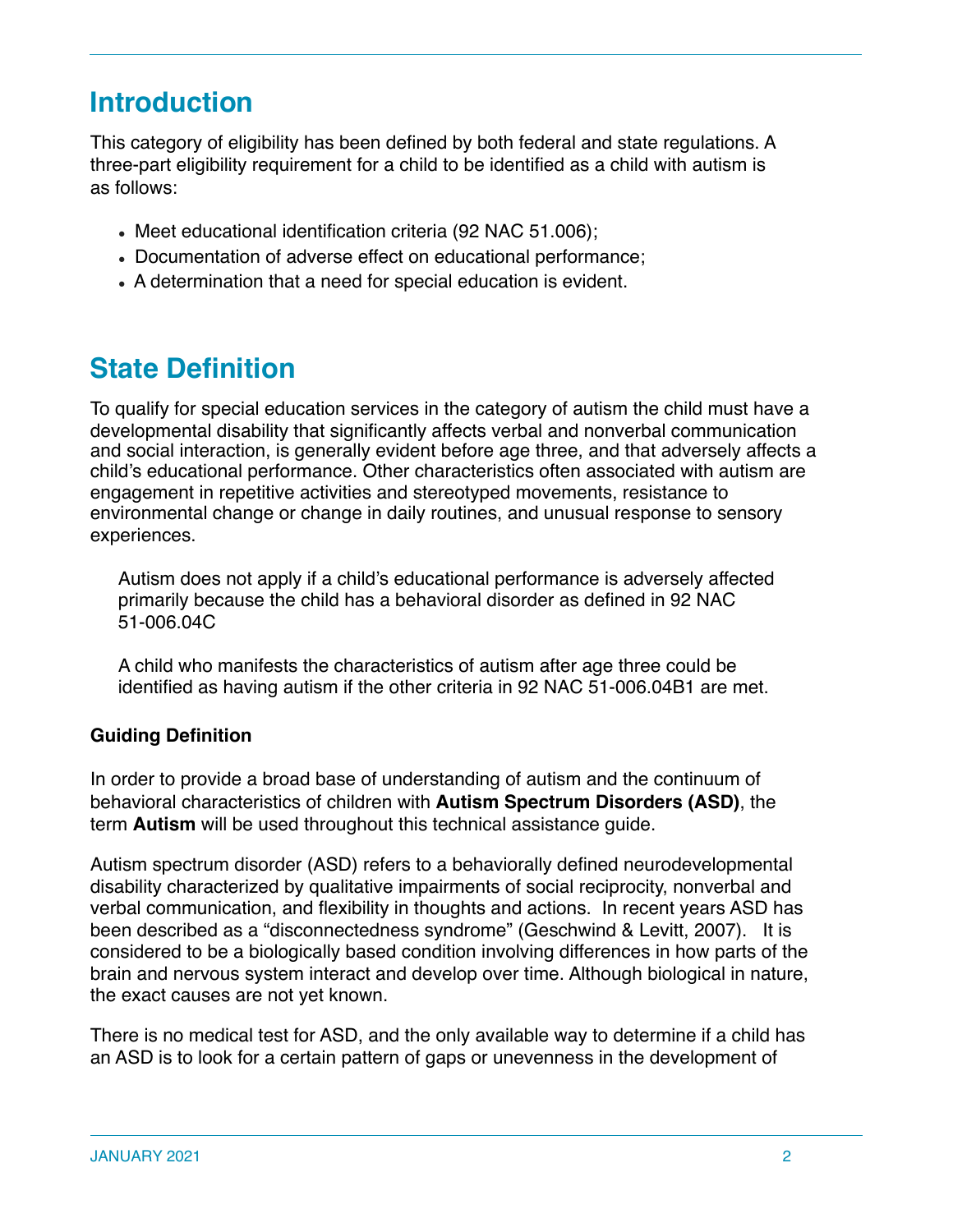## Introduction

This category of eligibility has been defined by both federal and state regulations. A three-part eligibility requirement for a child to be identified as a child with autism is as follows:

- Meet educational identification criteria (92 NAC 51.006);
- Documentation of adverse effect on educational performance;
- A determination that a need for special education is evident.

## State Definition

To qualify for special education services in the category of autism the child must have a developmental disability that significantly affects verbal and nonverbal communication and social interaction, is generally evident before age three, and that adversely affects a child's educational performance. Other characteristics often associated with autism are engagement in repetitive activities and stereotyped movements, resistance to environmental change or change in daily routines, and unusual response to sensory experiences.

> Autism does not apply if a child's educational performance is adversely affected primarily because the child has a behavioral disorder as defined in 92 NAC 51-006.04C
>
> A child who manifests the characteristics of autism after age three could be identified as having autism if the other criteria in 92 NAC 51-006.04B1 are met.

**Guiding Definition**

In order to provide a broad base of understanding of autism and the continuum of behavioral characteristics of children with **Autism Spectrum Disorders (ASD)**, the term **Autism** will be used throughout this technical assistance guide.

Autism spectrum disorder (ASD) refers to a behaviorally defined neurodevelopmental disability characterized by qualitative impairments of social reciprocity, nonverbal and verbal communication, and flexibility in thoughts and actions. In recent years ASD has been described as a "disconnectedness syndrome" (Geschwind & Levitt, 2007). It is considered to be a biologically based condition involving differences in how parts of the brain and nervous system interact and develop over time. Although biological in nature, the exact causes are not yet known.

There is no medical test for ASD, and the only available way to determine if a child has an ASD is to look for a certain pattern of gaps or unevenness in the development of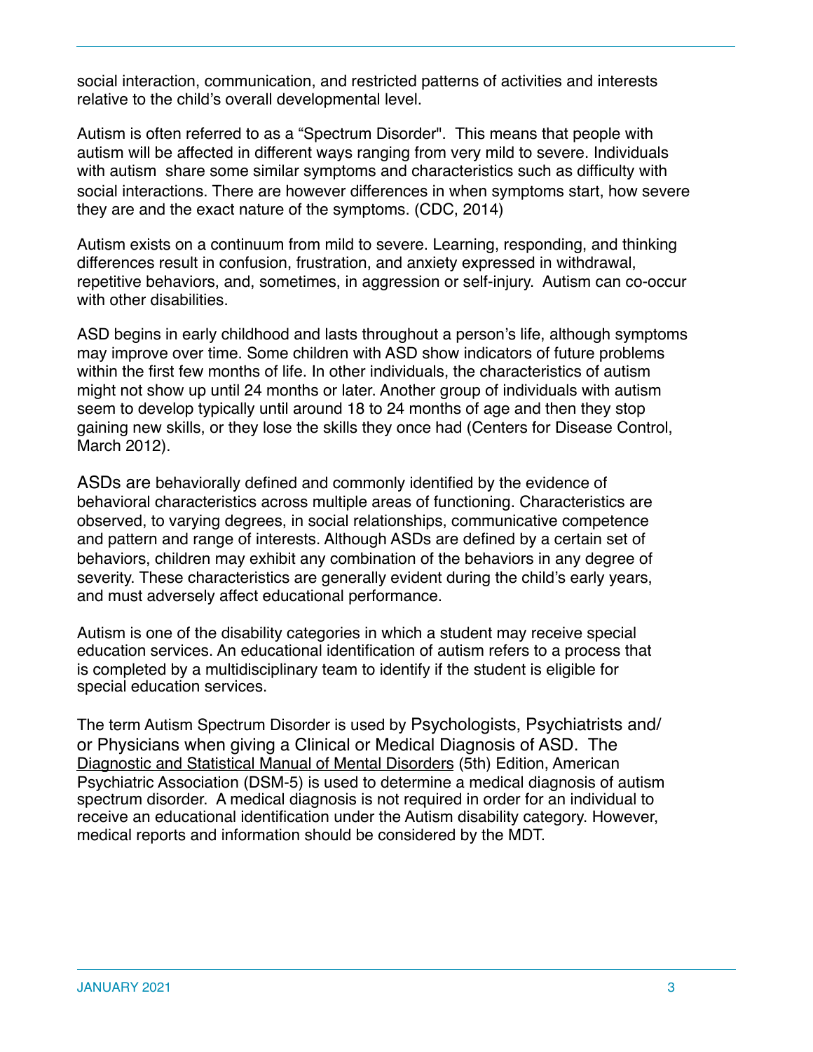social interaction, communication, and restricted patterns of activities and interests relative to the child's overall developmental level.

Autism is often referred to as a "Spectrum Disorder". This means that people with autism will be affected in different ways ranging from very mild to severe. Individuals with autism share some similar symptoms and characteristics such as difficulty with social interactions. There are however differences in when symptoms start, how severe they are and the exact nature of the symptoms. (CDC, 2014)

Autism exists on a continuum from mild to severe. Learning, responding, and thinking differences result in confusion, frustration, and anxiety expressed in withdrawal, repetitive behaviors, and, sometimes, in aggression or self-injury. Autism can co-occur with other disabilities.

ASD begins in early childhood and lasts throughout a person's life, although symptoms may improve over time. Some children with ASD show indicators of future problems within the first few months of life. In other individuals, the characteristics of autism might not show up until 24 months or later. Another group of individuals with autism seem to develop typically until around 18 to 24 months of age and then they stop gaining new skills, or they lose the skills they once had (Centers for Disease Control, March 2012).

ASDs are behaviorally defined and commonly identified by the evidence of behavioral characteristics across multiple areas of functioning. Characteristics are observed, to varying degrees, in social relationships, communicative competence and pattern and range of interests. Although ASDs are defined by a certain set of behaviors, children may exhibit any combination of the behaviors in any degree of severity. These characteristics are generally evident during the child's early years, and must adversely affect educational performance.

Autism is one of the disability categories in which a student may receive special education services. An educational identification of autism refers to a process that is completed by a multidisciplinary team to identify if the student is eligible for special education services.

The term Autism Spectrum Disorder is used by Psychologists, Psychiatrists and/or Physicians when giving a Clinical or Medical Diagnosis of ASD. The Diagnostic and Statistical Manual of Mental Disorders (5th) Edition, American Psychiatric Association (DSM-5) is used to determine a medical diagnosis of autism spectrum disorder. A medical diagnosis is not required in order for an individual to receive an educational identification under the Autism disability category. However, medical reports and information should be considered by the MDT.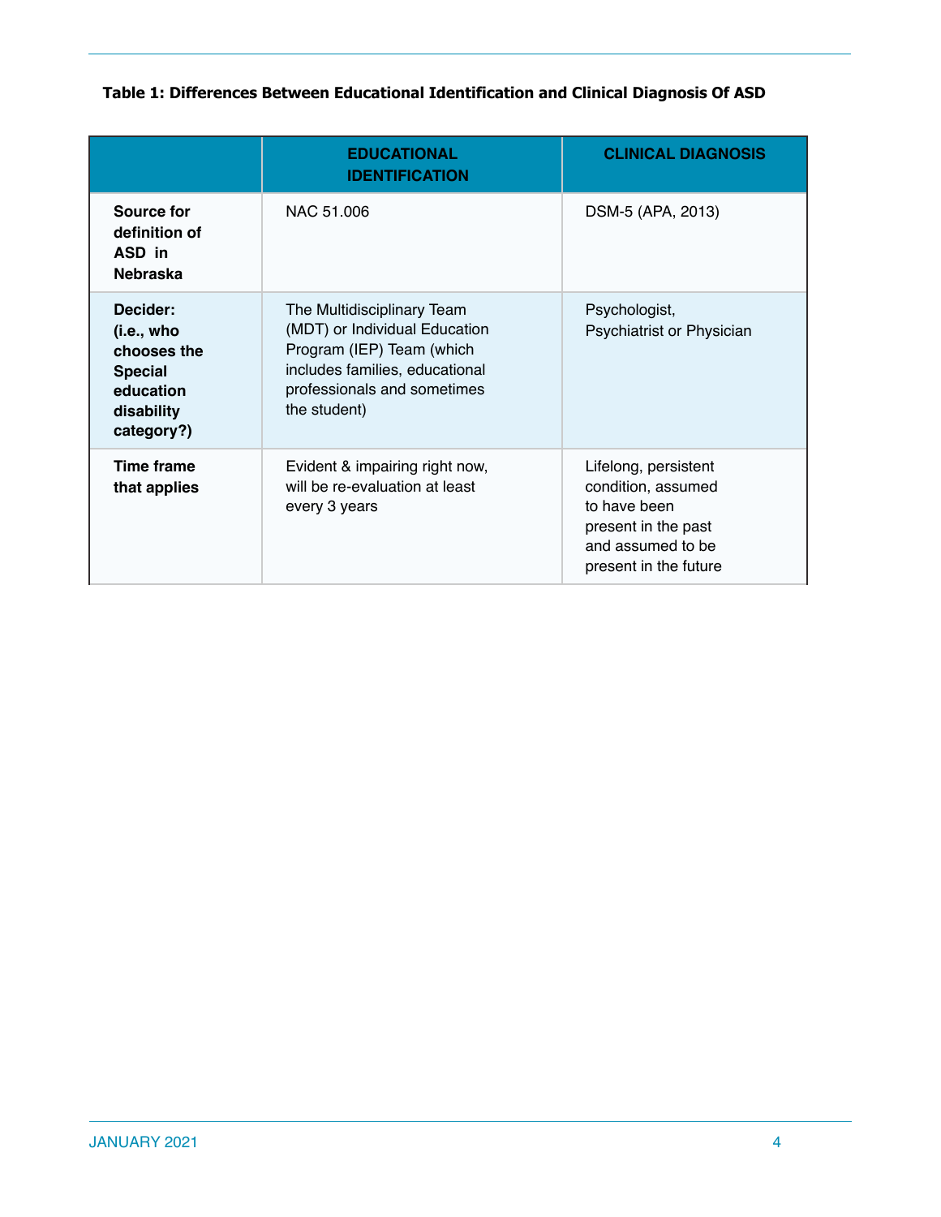**Table 1: Differences Between Educational Identification and Clinical Diagnosis Of ASD**

| | EDUCATIONAL IDENTIFICATION | CLINICAL DIAGNOSIS |
|---|---|---|
| **Source for definition of ASD in Nebraska** | NAC 51.006 | DSM-5 (APA, 2013) |
| **Decider: (i.e., who chooses the Special education disability category?)** | The Multidisciplinary Team (MDT) or Individual Education Program (IEP) Team (which includes families, educational professionals and sometimes the student) | Psychologist, Psychiatrist or Physician |
| **Time frame that applies** | Evident & impairing right now, will be re-evaluation at least every 3 years | Lifelong, persistent condition, assumed to have been present in the past and assumed to be present in the future |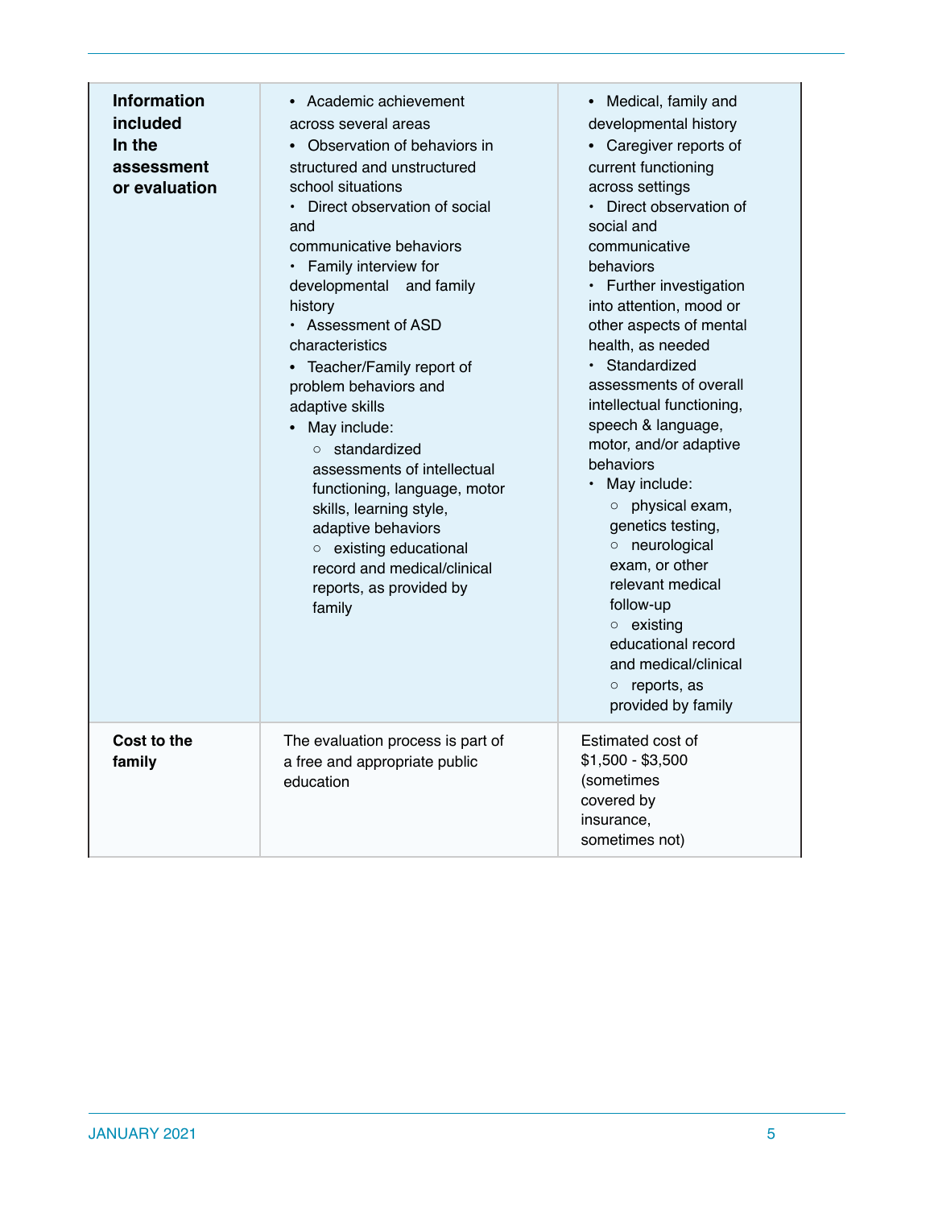| | | |
|---|---|---|
| **Information included In the assessment or evaluation** | • Academic achievement across several areas<br>• Observation of behaviors in structured and unstructured school situations<br>• Direct observation of social and communicative behaviors<br>• Family interview for developmental and family history<br>• Assessment of ASD characteristics<br>• Teacher/Family report of problem behaviors and adaptive skills<br>• May include:<br>○ standardized assessments of intellectual functioning, language, motor skills, learning style, adaptive behaviors<br>○ existing educational record and medical/clinical reports, as provided by family | • Medical, family and developmental history<br>• Caregiver reports of current functioning across settings<br>• Direct observation of social and communicative behaviors<br>• Further investigation into attention, mood or other aspects of mental health, as needed<br>• Standardized assessments of overall intellectual functioning, speech & language, motor, and/or adaptive behaviors<br>• May include:<br>○ physical exam, genetics testing,<br>○ neurological exam, or other relevant medical follow-up<br>○ existing educational record and medical/clinical<br>○ reports, as provided by family |
| **Cost to the family** | The evaluation process is part of a free and appropriate public education | Estimated cost of $1,500 - $3,500 (sometimes covered by insurance, sometimes not) |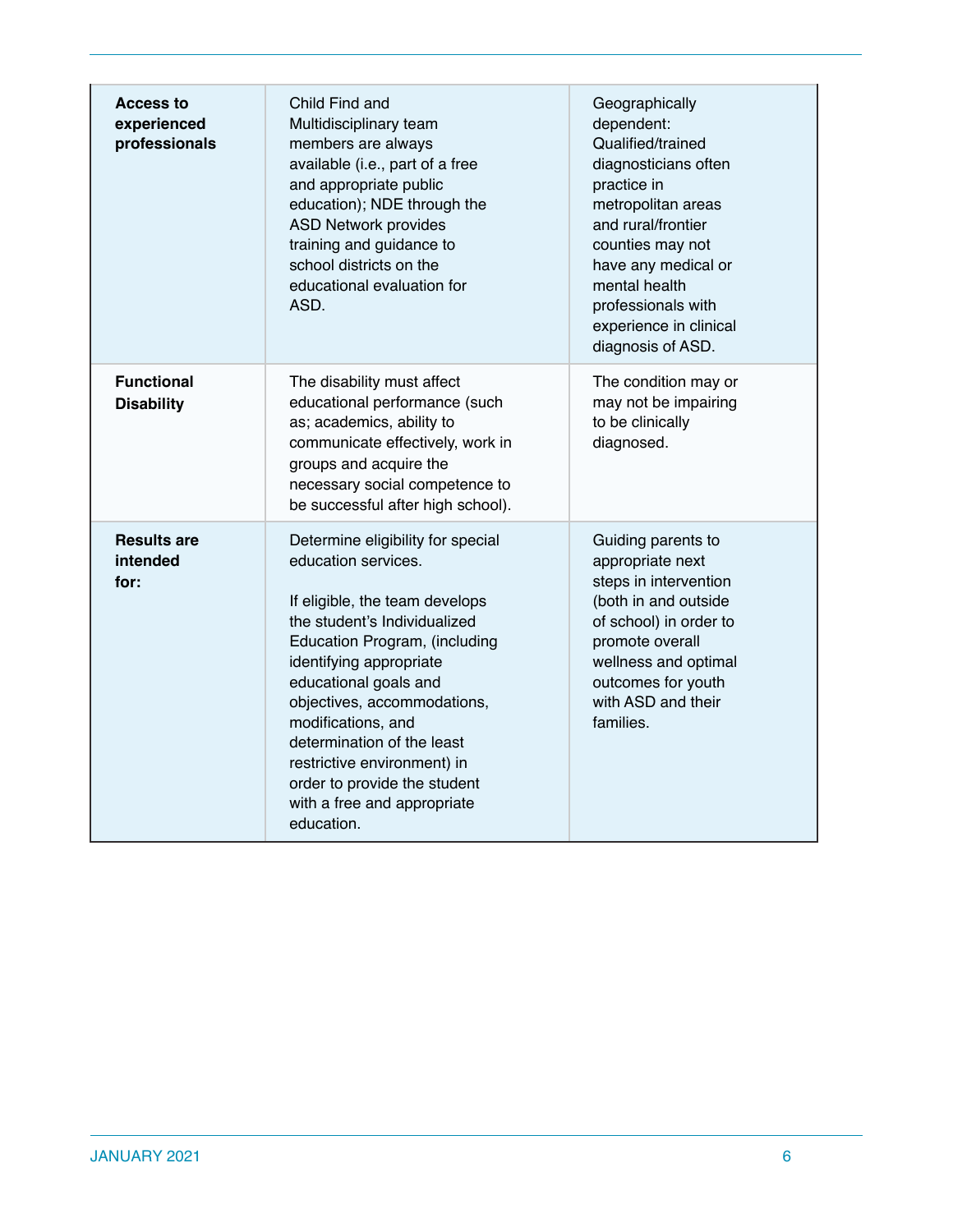| | | |
|---|---|---|
| **Access to experienced professionals** | Child Find and Multidisciplinary team members are always available (i.e., part of a free and appropriate public education); NDE through the ASD Network provides training and guidance to school districts on the educational evaluation for ASD. | Geographically dependent: Qualified/trained diagnosticians often practice in metropolitan areas and rural/frontier counties may not have any medical or mental health professionals with experience in clinical diagnosis of ASD. |
| **Functional Disability** | The disability must affect educational performance (such as; academics, ability to communicate effectively, work in groups and acquire the necessary social competence to be successful after high school). | The condition may or may not be impairing to be clinically diagnosed. |
| **Results are intended for:** | Determine eligibility for special education services.<br><br>If eligible, the team develops the student's Individualized Education Program, (including identifying appropriate educational goals and objectives, accommodations, modifications, and determination of the least restrictive environment) in order to provide the student with a free and appropriate education. | Guiding parents to appropriate next steps in intervention (both in and outside of school) in order to promote overall wellness and optimal outcomes for youth with ASD and their families. |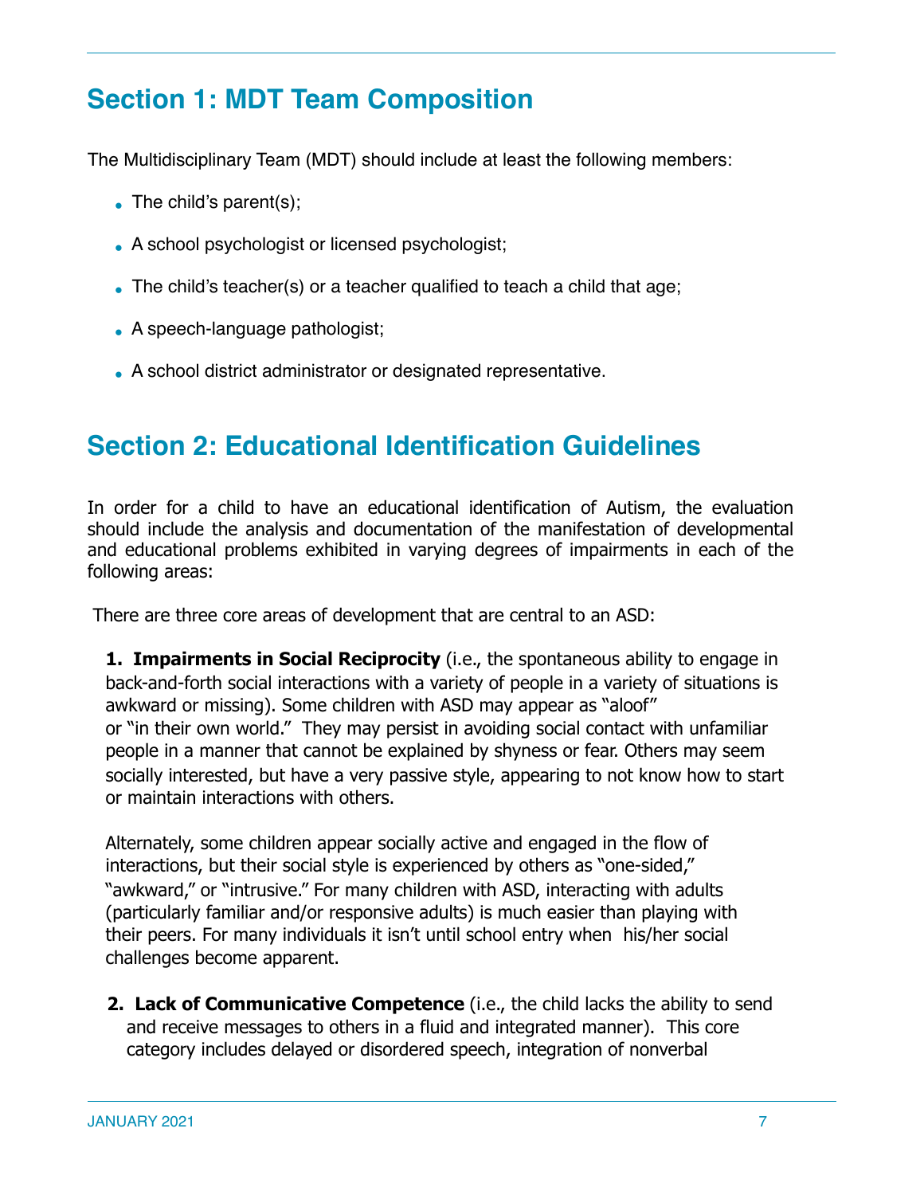## Section 1: MDT Team Composition

The Multidisciplinary Team (MDT) should include at least the following members:

- The child's parent(s);
- A school psychologist or licensed psychologist;
- The child's teacher(s) or a teacher qualified to teach a child that age;
- A speech-language pathologist;
- A school district administrator or designated representative.

## Section 2: Educational Identification Guidelines

In order for a child to have an educational identification of Autism, the evaluation should include the analysis and documentation of the manifestation of developmental and educational problems exhibited in varying degrees of impairments in each of the following areas:

There are three core areas of development that are central to an ASD:

1. **Impairments in Social Reciprocity** (i.e., the spontaneous ability to engage in back-and-forth social interactions with a variety of people in a variety of situations is awkward or missing). Some children with ASD may appear as "aloof" or "in their own world." They may persist in avoiding social contact with unfamiliar people in a manner that cannot be explained by shyness or fear. Others may seem socially interested, but have a very passive style, appearing to not know how to start or maintain interactions with others.

   Alternately, some children appear socially active and engaged in the flow of interactions, but their social style is experienced by others as "one-sided," "awkward," or "intrusive." For many children with ASD, interacting with adults (particularly familiar and/or responsive adults) is much easier than playing with their peers. For many individuals it isn't until school entry when his/her social challenges become apparent.

2. **Lack of Communicative Competence** (i.e., the child lacks the ability to send and receive messages to others in a fluid and integrated manner). This core category includes delayed or disordered speech, integration of nonverbal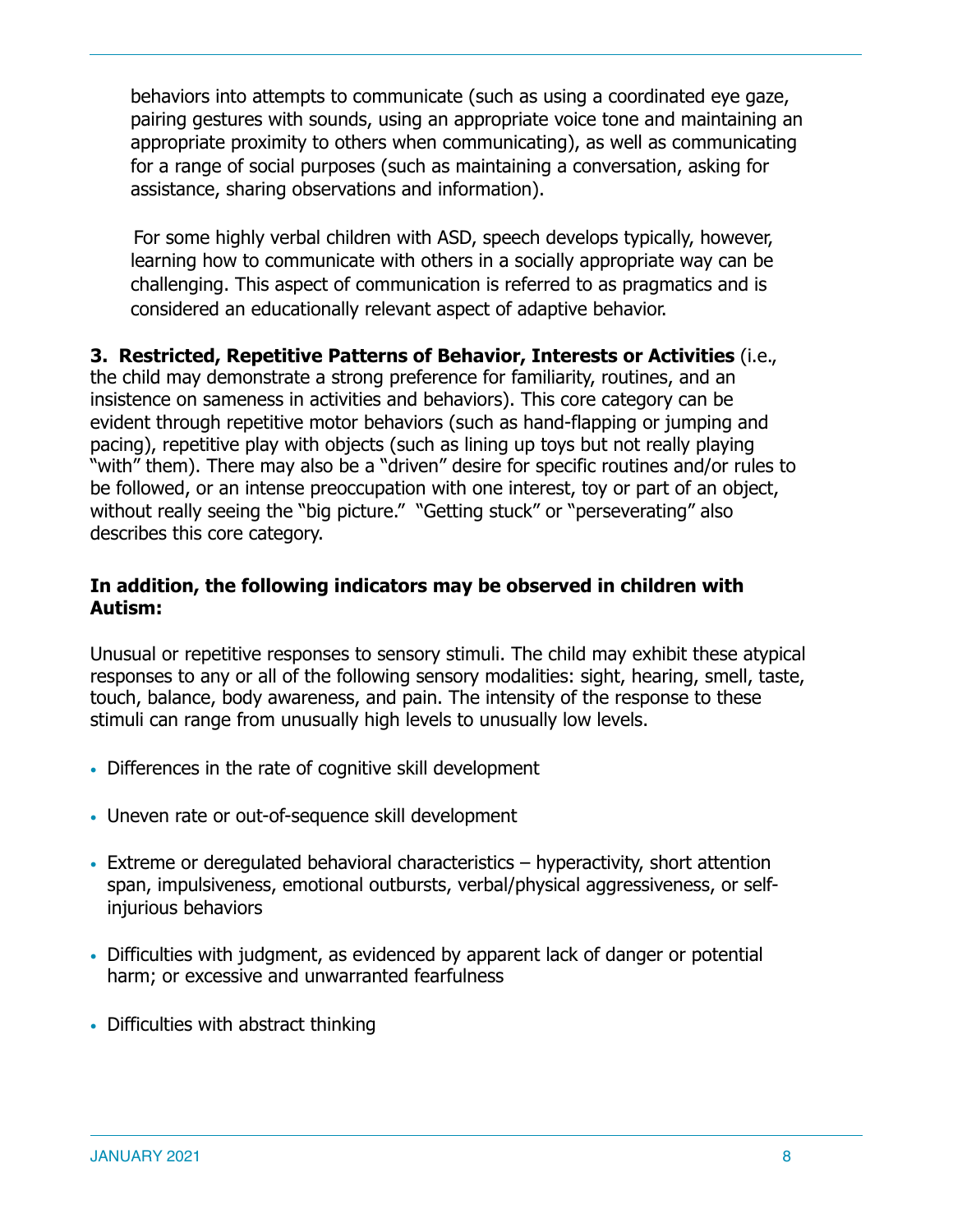behaviors into attempts to communicate (such as using a coordinated eye gaze, pairing gestures with sounds, using an appropriate voice tone and maintaining an appropriate proximity to others when communicating), as well as communicating for a range of social purposes (such as maintaining a conversation, asking for assistance, sharing observations and information).

For some highly verbal children with ASD, speech develops typically, however, learning how to communicate with others in a socially appropriate way can be challenging. This aspect of communication is referred to as pragmatics and is considered an educationally relevant aspect of adaptive behavior.

**3. Restricted, Repetitive Patterns of Behavior, Interests or Activities** (i.e., the child may demonstrate a strong preference for familiarity, routines, and an insistence on sameness in activities and behaviors). This core category can be evident through repetitive motor behaviors (such as hand-flapping or jumping and pacing), repetitive play with objects (such as lining up toys but not really playing "with" them). There may also be a "driven" desire for specific routines and/or rules to be followed, or an intense preoccupation with one interest, toy or part of an object, without really seeing the "big picture." "Getting stuck" or "perseverating" also describes this core category.

**In addition, the following indicators may be observed in children with Autism:**

Unusual or repetitive responses to sensory stimuli. The child may exhibit these atypical responses to any or all of the following sensory modalities: sight, hearing, smell, taste, touch, balance, body awareness, and pain. The intensity of the response to these stimuli can range from unusually high levels to unusually low levels.

- Differences in the rate of cognitive skill development
- Uneven rate or out-of-sequence skill development
- Extreme or deregulated behavioral characteristics – hyperactivity, short attention span, impulsiveness, emotional outbursts, verbal/physical aggressiveness, or self-injurious behaviors
- Difficulties with judgment, as evidenced by apparent lack of danger or potential harm; or excessive and unwarranted fearfulness
- Difficulties with abstract thinking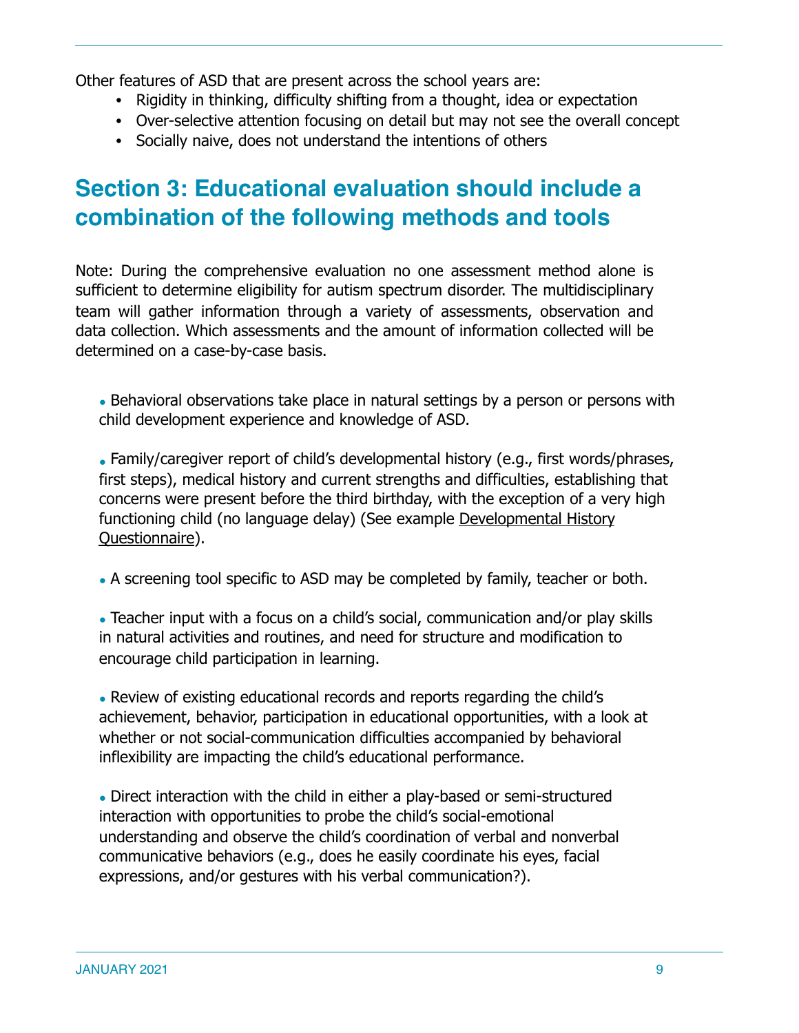Other features of ASD that are present across the school years are:

- Rigidity in thinking, difficulty shifting from a thought, idea or expectation
- Over-selective attention focusing on detail but may not see the overall concept
- Socially naive, does not understand the intentions of others

## Section 3: Educational evaluation should include a combination of the following methods and tools

Note: During the comprehensive evaluation no one assessment method alone is sufficient to determine eligibility for autism spectrum disorder. The multidisciplinary team will gather information through a variety of assessments, observation and data collection. Which assessments and the amount of information collected will be determined on a case-by-case basis.

- Behavioral observations take place in natural settings by a person or persons with child development experience and knowledge of ASD.

- Family/caregiver report of child's developmental history (e.g., first words/phrases, first steps), medical history and current strengths and difficulties, establishing that concerns were present before the third birthday, with the exception of a very high functioning child (no language delay) (See example Developmental History Questionnaire).

- A screening tool specific to ASD may be completed by family, teacher or both.

- Teacher input with a focus on a child's social, communication and/or play skills in natural activities and routines, and need for structure and modification to encourage child participation in learning.

- Review of existing educational records and reports regarding the child's achievement, behavior, participation in educational opportunities, with a look at whether or not social-communication difficulties accompanied by behavioral inflexibility are impacting the child's educational performance.

- Direct interaction with the child in either a play-based or semi-structured interaction with opportunities to probe the child's social-emotional understanding and observe the child's coordination of verbal and nonverbal communicative behaviors (e.g., does he easily coordinate his eyes, facial expressions, and/or gestures with his verbal communication?).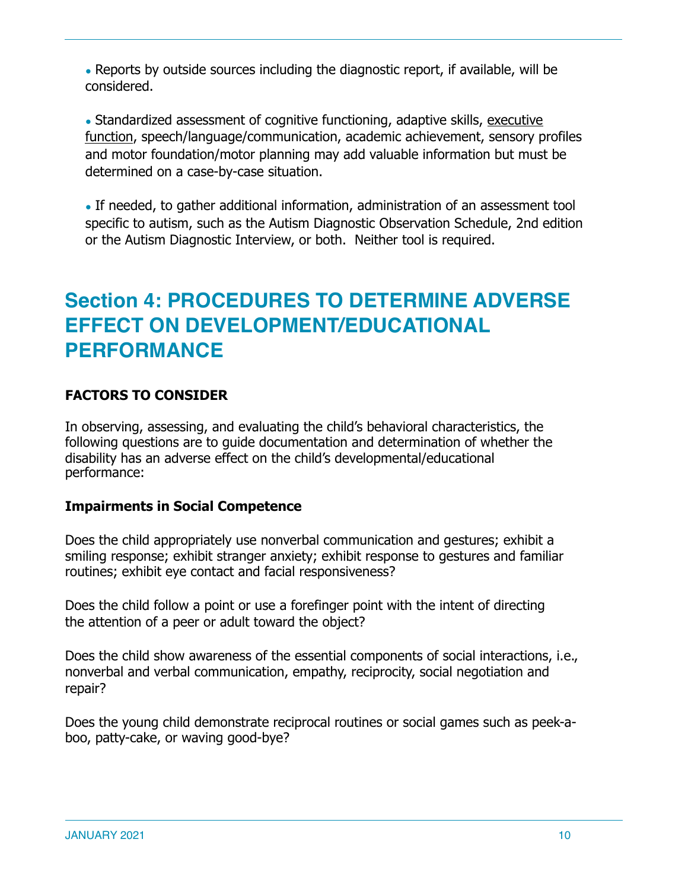- Reports by outside sources including the diagnostic report, if available, will be considered.

- Standardized assessment of cognitive functioning, adaptive skills, executive function, speech/language/communication, academic achievement, sensory profiles and motor foundation/motor planning may add valuable information but must be determined on a case-by-case situation.

- If needed, to gather additional information, administration of an assessment tool specific to autism, such as the Autism Diagnostic Observation Schedule, 2nd edition or the Autism Diagnostic Interview, or both. Neither tool is required.

# Section 4: PROCEDURES TO DETERMINE ADVERSE EFFECT ON DEVELOPMENT/EDUCATIONAL PERFORMANCE

## FACTORS TO CONSIDER

In observing, assessing, and evaluating the child's behavioral characteristics, the following questions are to guide documentation and determination of whether the disability has an adverse effect on the child's developmental/educational performance:

### Impairments in Social Competence

Does the child appropriately use nonverbal communication and gestures; exhibit a smiling response; exhibit stranger anxiety; exhibit response to gestures and familiar routines; exhibit eye contact and facial responsiveness?

Does the child follow a point or use a forefinger point with the intent of directing the attention of a peer or adult toward the object?

Does the child show awareness of the essential components of social interactions, i.e., nonverbal and verbal communication, empathy, reciprocity, social negotiation and repair?

Does the young child demonstrate reciprocal routines or social games such as peek-a-boo, patty-cake, or waving good-bye?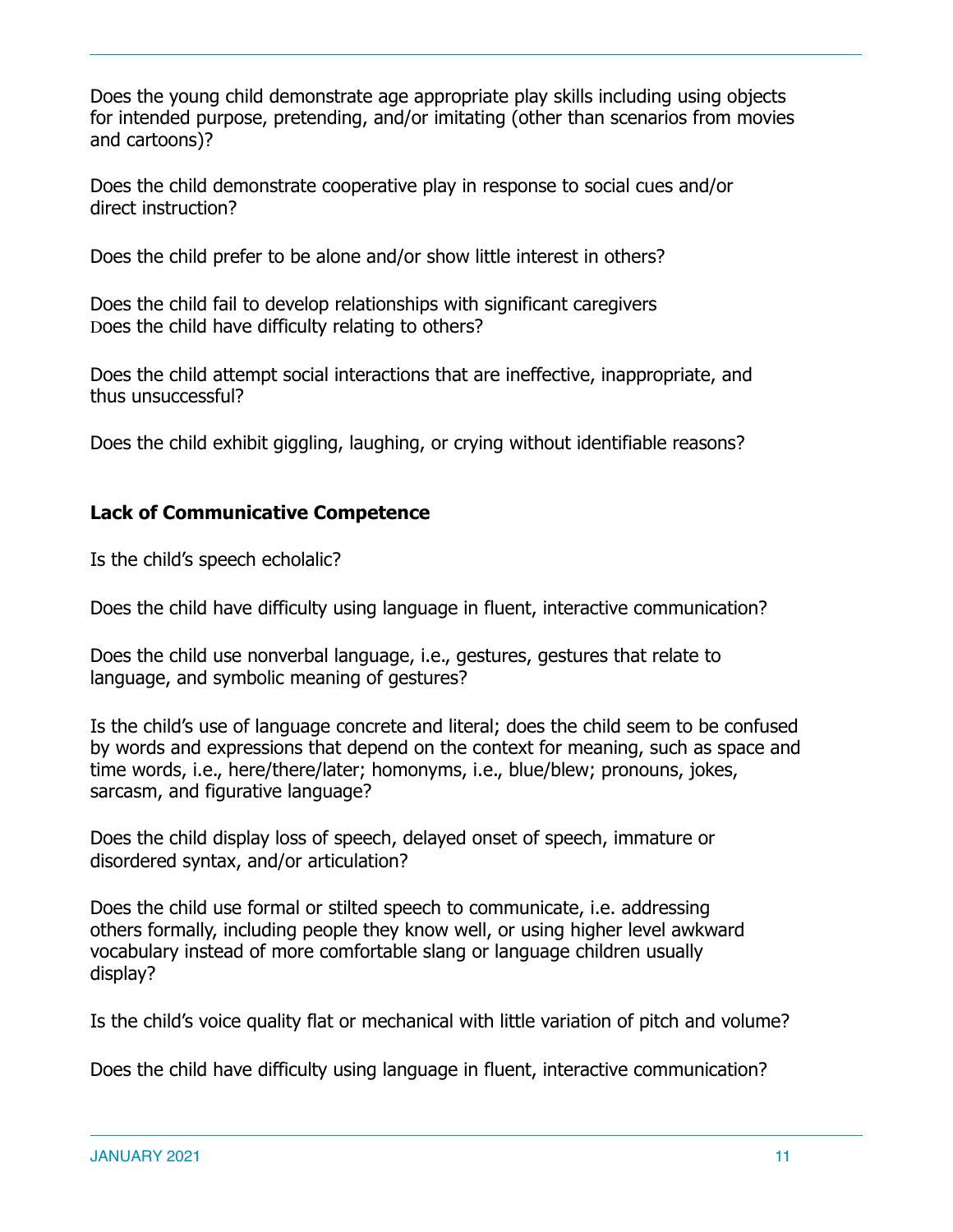Does the young child demonstrate age appropriate play skills including using objects for intended purpose, pretending, and/or imitating (other than scenarios from movies and cartoons)?

Does the child demonstrate cooperative play in response to social cues and/or direct instruction?

Does the child prefer to be alone and/or show little interest in others?

Does the child fail to develop relationships with significant caregivers
Does the child have difficulty relating to others?

Does the child attempt social interactions that are ineffective, inappropriate, and thus unsuccessful?

Does the child exhibit giggling, laughing, or crying without identifiable reasons?

**Lack of Communicative Competence**

Is the child's speech echolalic?

Does the child have difficulty using language in fluent, interactive communication?

Does the child use nonverbal language, i.e., gestures, gestures that relate to language, and symbolic meaning of gestures?

Is the child's use of language concrete and literal; does the child seem to be confused by words and expressions that depend on the context for meaning, such as space and time words, i.e., here/there/later; homonyms, i.e., blue/blew; pronouns, jokes, sarcasm, and figurative language?

Does the child display loss of speech, delayed onset of speech, immature or disordered syntax, and/or articulation?

Does the child use formal or stilted speech to communicate, i.e. addressing others formally, including people they know well, or using higher level awkward vocabulary instead of more comfortable slang or language children usually display?

Is the child's voice quality flat or mechanical with little variation of pitch and volume?

Does the child have difficulty using language in fluent, interactive communication?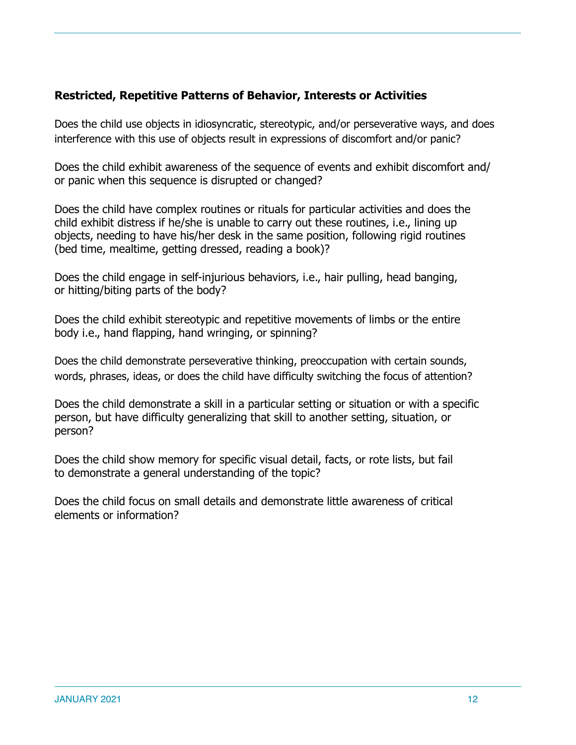**Restricted, Repetitive Patterns of Behavior, Interests or Activities**

Does the child use objects in idiosyncratic, stereotypic, and/or perseverative ways, and does interference with this use of objects result in expressions of discomfort and/or panic?

Does the child exhibit awareness of the sequence of events and exhibit discomfort and/or panic when this sequence is disrupted or changed?

Does the child have complex routines or rituals for particular activities and does the child exhibit distress if he/she is unable to carry out these routines, i.e., lining up objects, needing to have his/her desk in the same position, following rigid routines (bed time, mealtime, getting dressed, reading a book)?

Does the child engage in self-injurious behaviors, i.e., hair pulling, head banging, or hitting/biting parts of the body?

Does the child exhibit stereotypic and repetitive movements of limbs or the entire body i.e., hand flapping, hand wringing, or spinning?

Does the child demonstrate perseverative thinking, preoccupation with certain sounds, words, phrases, ideas, or does the child have difficulty switching the focus of attention?

Does the child demonstrate a skill in a particular setting or situation or with a specific person, but have difficulty generalizing that skill to another setting, situation, or person?

Does the child show memory for specific visual detail, facts, or rote lists, but fail to demonstrate a general understanding of the topic?

Does the child focus on small details and demonstrate little awareness of critical elements or information?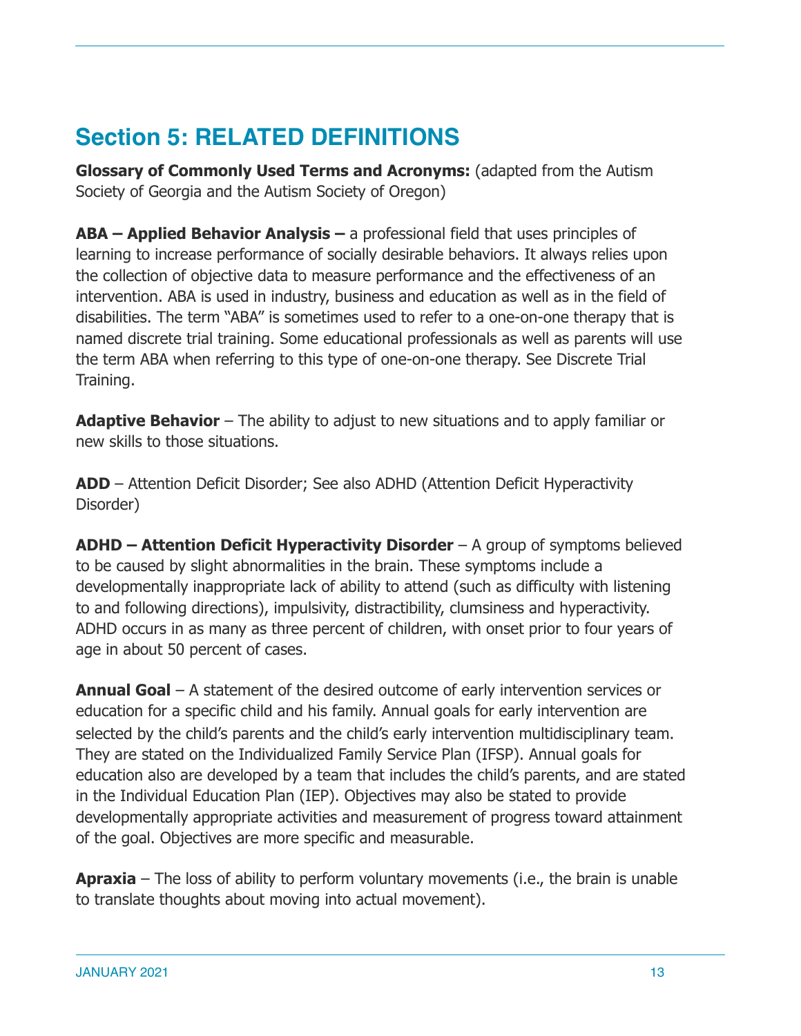## Section 5: RELATED DEFINITIONS

**Glossary of Commonly Used Terms and Acronyms:** (adapted from the Autism Society of Georgia and the Autism Society of Oregon)

**ABA – Applied Behavior Analysis –** a professional field that uses principles of learning to increase performance of socially desirable behaviors. It always relies upon the collection of objective data to measure performance and the effectiveness of an intervention. ABA is used in industry, business and education as well as in the field of disabilities. The term "ABA" is sometimes used to refer to a one-on-one therapy that is named discrete trial training. Some educational professionals as well as parents will use the term ABA when referring to this type of one-on-one therapy. See Discrete Trial Training.

**Adaptive Behavior** – The ability to adjust to new situations and to apply familiar or new skills to those situations.

**ADD** – Attention Deficit Disorder; See also ADHD (Attention Deficit Hyperactivity Disorder)

**ADHD – Attention Deficit Hyperactivity Disorder** – A group of symptoms believed to be caused by slight abnormalities in the brain. These symptoms include a developmentally inappropriate lack of ability to attend (such as difficulty with listening to and following directions), impulsivity, distractibility, clumsiness and hyperactivity. ADHD occurs in as many as three percent of children, with onset prior to four years of age in about 50 percent of cases.

**Annual Goal** – A statement of the desired outcome of early intervention services or education for a specific child and his family. Annual goals for early intervention are selected by the child's parents and the child's early intervention multidisciplinary team. They are stated on the Individualized Family Service Plan (IFSP). Annual goals for education also are developed by a team that includes the child's parents, and are stated in the Individual Education Plan (IEP). Objectives may also be stated to provide developmentally appropriate activities and measurement of progress toward attainment of the goal. Objectives are more specific and measurable.

**Apraxia** – The loss of ability to perform voluntary movements (i.e., the brain is unable to translate thoughts about moving into actual movement).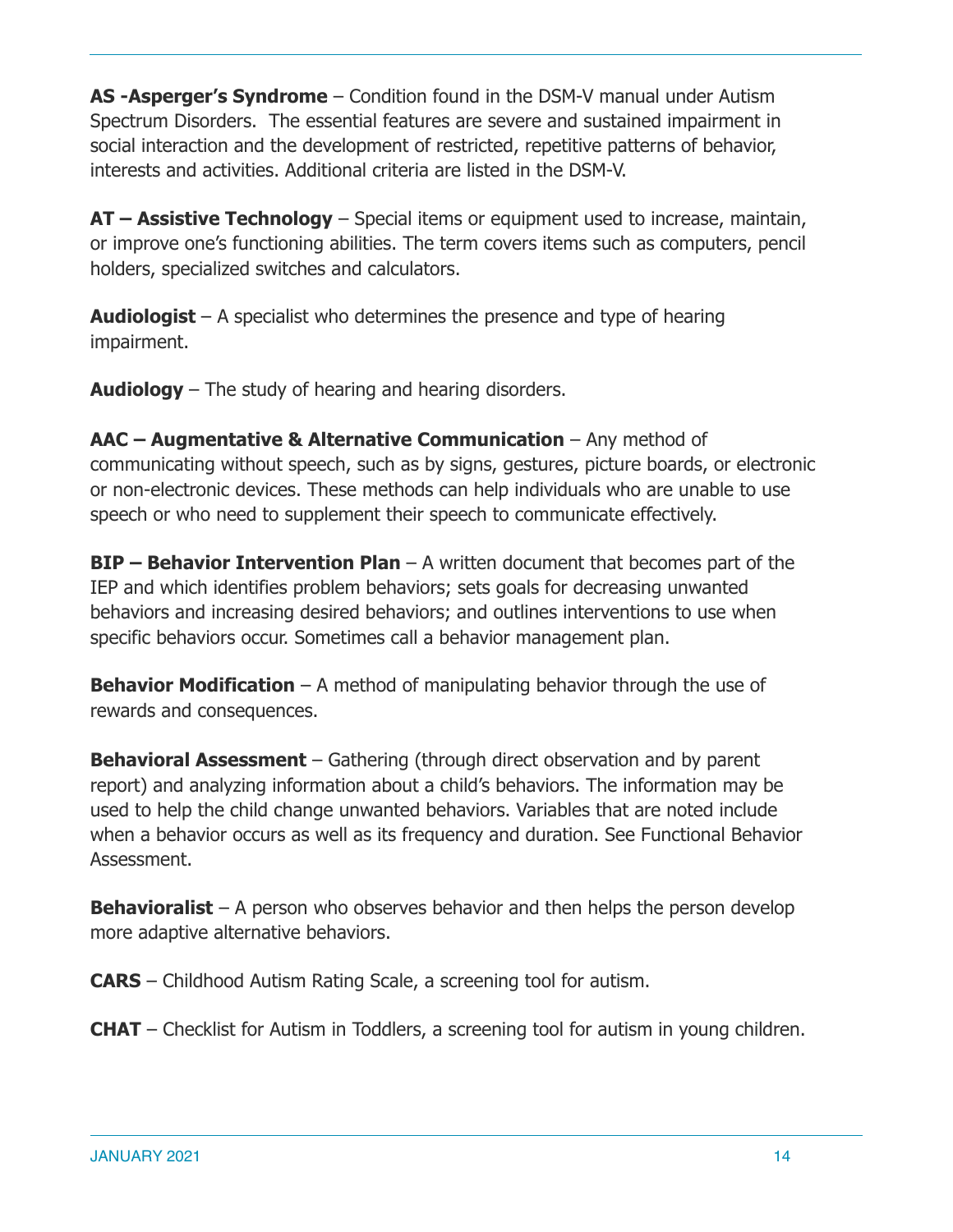**AS -Asperger's Syndrome** – Condition found in the DSM-V manual under Autism Spectrum Disorders. The essential features are severe and sustained impairment in social interaction and the development of restricted, repetitive patterns of behavior, interests and activities. Additional criteria are listed in the DSM-V.

**AT – Assistive Technology** – Special items or equipment used to increase, maintain, or improve one's functioning abilities. The term covers items such as computers, pencil holders, specialized switches and calculators.

**Audiologist** – A specialist who determines the presence and type of hearing impairment.

**Audiology** – The study of hearing and hearing disorders.

**AAC – Augmentative & Alternative Communication** – Any method of communicating without speech, such as by signs, gestures, picture boards, or electronic or non-electronic devices. These methods can help individuals who are unable to use speech or who need to supplement their speech to communicate effectively.

**BIP – Behavior Intervention Plan** – A written document that becomes part of the IEP and which identifies problem behaviors; sets goals for decreasing unwanted behaviors and increasing desired behaviors; and outlines interventions to use when specific behaviors occur. Sometimes call a behavior management plan.

**Behavior Modification** – A method of manipulating behavior through the use of rewards and consequences.

**Behavioral Assessment** – Gathering (through direct observation and by parent report) and analyzing information about a child's behaviors. The information may be used to help the child change unwanted behaviors. Variables that are noted include when a behavior occurs as well as its frequency and duration. See Functional Behavior Assessment.

**Behavioralist** – A person who observes behavior and then helps the person develop more adaptive alternative behaviors.

**CARS** – Childhood Autism Rating Scale, a screening tool for autism.

**CHAT** – Checklist for Autism in Toddlers, a screening tool for autism in young children.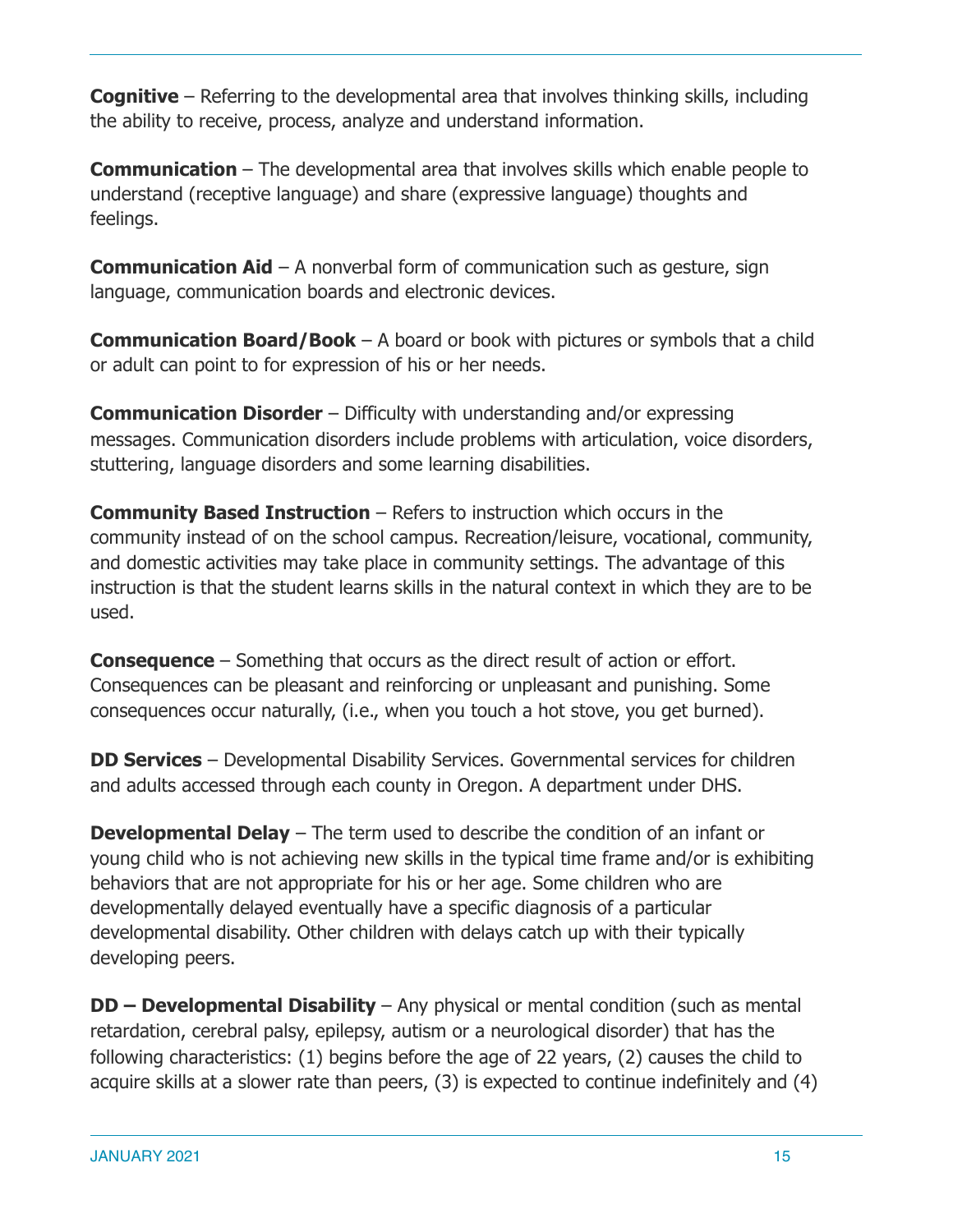**Cognitive** – Referring to the developmental area that involves thinking skills, including the ability to receive, process, analyze and understand information.

**Communication** – The developmental area that involves skills which enable people to understand (receptive language) and share (expressive language) thoughts and feelings.

**Communication Aid** – A nonverbal form of communication such as gesture, sign language, communication boards and electronic devices.

**Communication Board/Book** – A board or book with pictures or symbols that a child or adult can point to for expression of his or her needs.

**Communication Disorder** – Difficulty with understanding and/or expressing messages. Communication disorders include problems with articulation, voice disorders, stuttering, language disorders and some learning disabilities.

**Community Based Instruction** – Refers to instruction which occurs in the community instead of on the school campus. Recreation/leisure, vocational, community, and domestic activities may take place in community settings. The advantage of this instruction is that the student learns skills in the natural context in which they are to be used.

**Consequence** – Something that occurs as the direct result of action or effort. Consequences can be pleasant and reinforcing or unpleasant and punishing. Some consequences occur naturally, (i.e., when you touch a hot stove, you get burned).

**DD Services** – Developmental Disability Services. Governmental services for children and adults accessed through each county in Oregon. A department under DHS.

**Developmental Delay** – The term used to describe the condition of an infant or young child who is not achieving new skills in the typical time frame and/or is exhibiting behaviors that are not appropriate for his or her age. Some children who are developmentally delayed eventually have a specific diagnosis of a particular developmental disability. Other children with delays catch up with their typically developing peers.

**DD – Developmental Disability** – Any physical or mental condition (such as mental retardation, cerebral palsy, epilepsy, autism or a neurological disorder) that has the following characteristics: (1) begins before the age of 22 years, (2) causes the child to acquire skills at a slower rate than peers, (3) is expected to continue indefinitely and (4)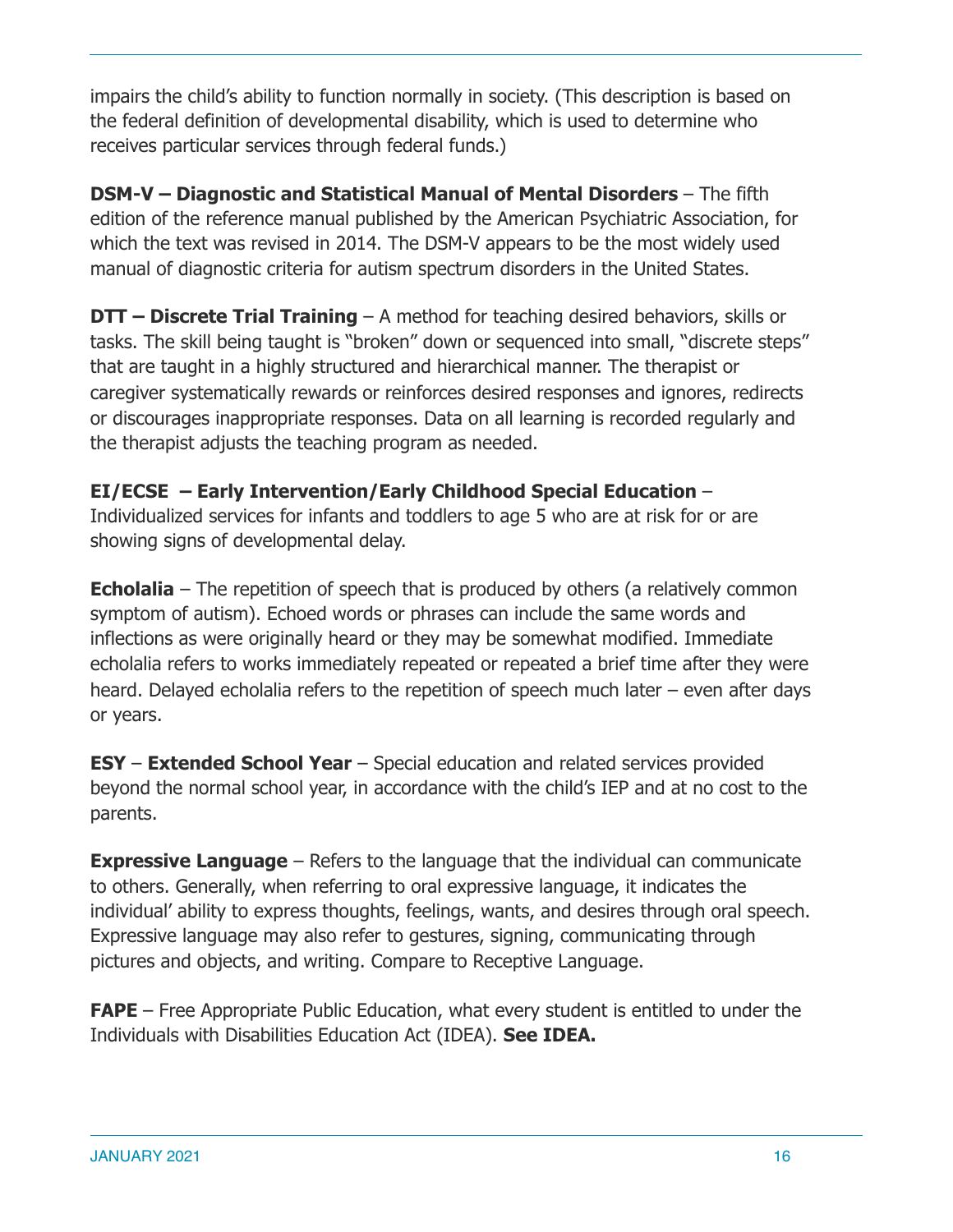impairs the child's ability to function normally in society. (This description is based on the federal definition of developmental disability, which is used to determine who receives particular services through federal funds.)

**DSM-V – Diagnostic and Statistical Manual of Mental Disorders** – The fifth edition of the reference manual published by the American Psychiatric Association, for which the text was revised in 2014. The DSM-V appears to be the most widely used manual of diagnostic criteria for autism spectrum disorders in the United States.

**DTT – Discrete Trial Training** – A method for teaching desired behaviors, skills or tasks. The skill being taught is "broken" down or sequenced into small, "discrete steps" that are taught in a highly structured and hierarchical manner. The therapist or caregiver systematically rewards or reinforces desired responses and ignores, redirects or discourages inappropriate responses. Data on all learning is recorded regularly and the therapist adjusts the teaching program as needed.

**EI/ECSE – Early Intervention/Early Childhood Special Education** – Individualized services for infants and toddlers to age 5 who are at risk for or are showing signs of developmental delay.

**Echolalia** – The repetition of speech that is produced by others (a relatively common symptom of autism). Echoed words or phrases can include the same words and inflections as were originally heard or they may be somewhat modified. Immediate echolalia refers to works immediately repeated or repeated a brief time after they were heard. Delayed echolalia refers to the repetition of speech much later – even after days or years.

**ESY** – **Extended School Year** – Special education and related services provided beyond the normal school year, in accordance with the child's IEP and at no cost to the parents.

**Expressive Language** – Refers to the language that the individual can communicate to others. Generally, when referring to oral expressive language, it indicates the individual' ability to express thoughts, feelings, wants, and desires through oral speech. Expressive language may also refer to gestures, signing, communicating through pictures and objects, and writing. Compare to Receptive Language.

**FAPE** – Free Appropriate Public Education, what every student is entitled to under the Individuals with Disabilities Education Act (IDEA). **See IDEA.**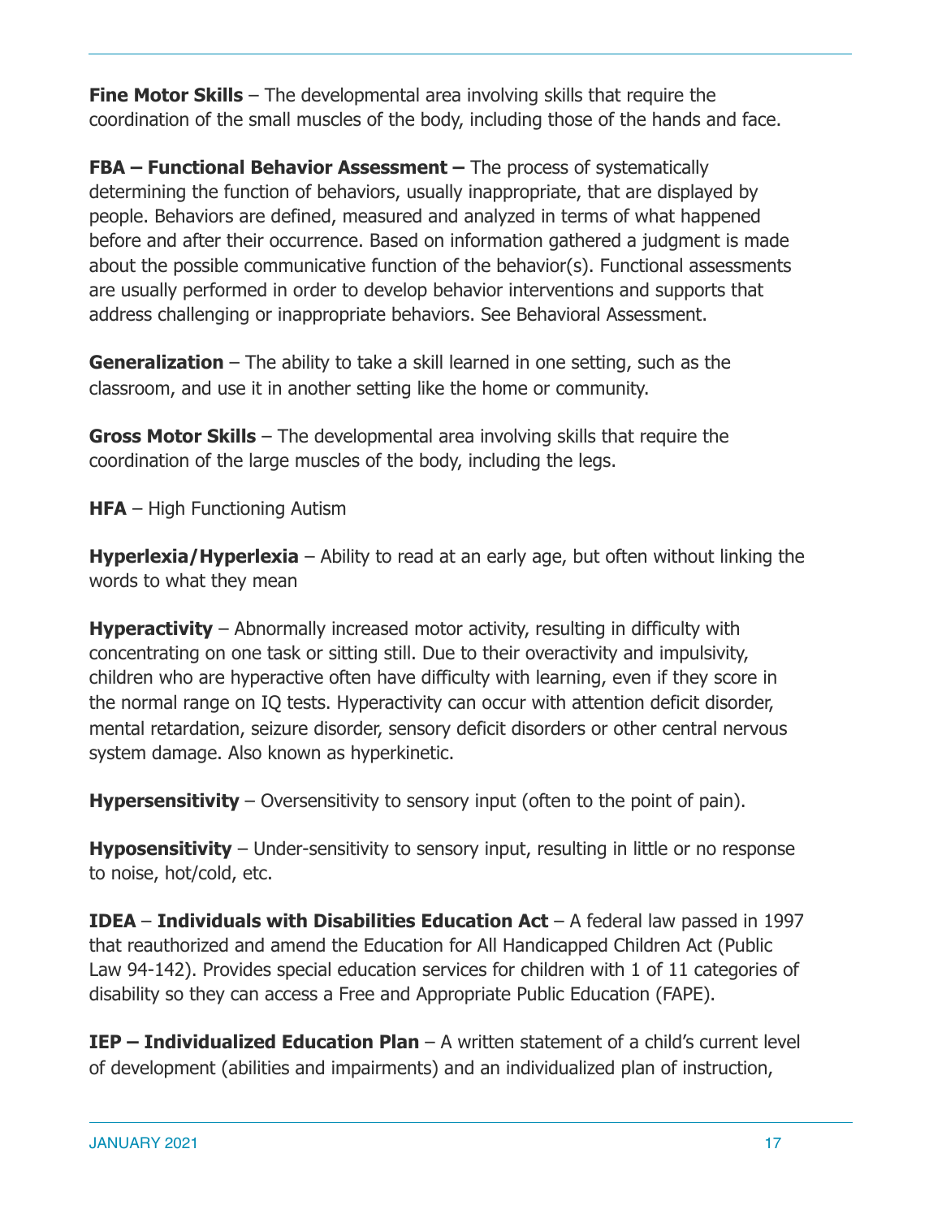**Fine Motor Skills** – The developmental area involving skills that require the coordination of the small muscles of the body, including those of the hands and face.

**FBA – Functional Behavior Assessment –** The process of systematically determining the function of behaviors, usually inappropriate, that are displayed by people. Behaviors are defined, measured and analyzed in terms of what happened before and after their occurrence. Based on information gathered a judgment is made about the possible communicative function of the behavior(s). Functional assessments are usually performed in order to develop behavior interventions and supports that address challenging or inappropriate behaviors. See Behavioral Assessment.

**Generalization** – The ability to take a skill learned in one setting, such as the classroom, and use it in another setting like the home or community.

**Gross Motor Skills** – The developmental area involving skills that require the coordination of the large muscles of the body, including the legs.

**HFA** – High Functioning Autism

**Hyperlexia/Hyperlexia** – Ability to read at an early age, but often without linking the words to what they mean

**Hyperactivity** – Abnormally increased motor activity, resulting in difficulty with concentrating on one task or sitting still. Due to their overactivity and impulsivity, children who are hyperactive often have difficulty with learning, even if they score in the normal range on IQ tests. Hyperactivity can occur with attention deficit disorder, mental retardation, seizure disorder, sensory deficit disorders or other central nervous system damage. Also known as hyperkinetic.

**Hypersensitivity** – Oversensitivity to sensory input (often to the point of pain).

**Hyposensitivity** – Under-sensitivity to sensory input, resulting in little or no response to noise, hot/cold, etc.

**IDEA** – **Individuals with Disabilities Education Act** – A federal law passed in 1997 that reauthorized and amend the Education for All Handicapped Children Act (Public Law 94-142). Provides special education services for children with 1 of 11 categories of disability so they can access a Free and Appropriate Public Education (FAPE).

**IEP – Individualized Education Plan** – A written statement of a child's current level of development (abilities and impairments) and an individualized plan of instruction,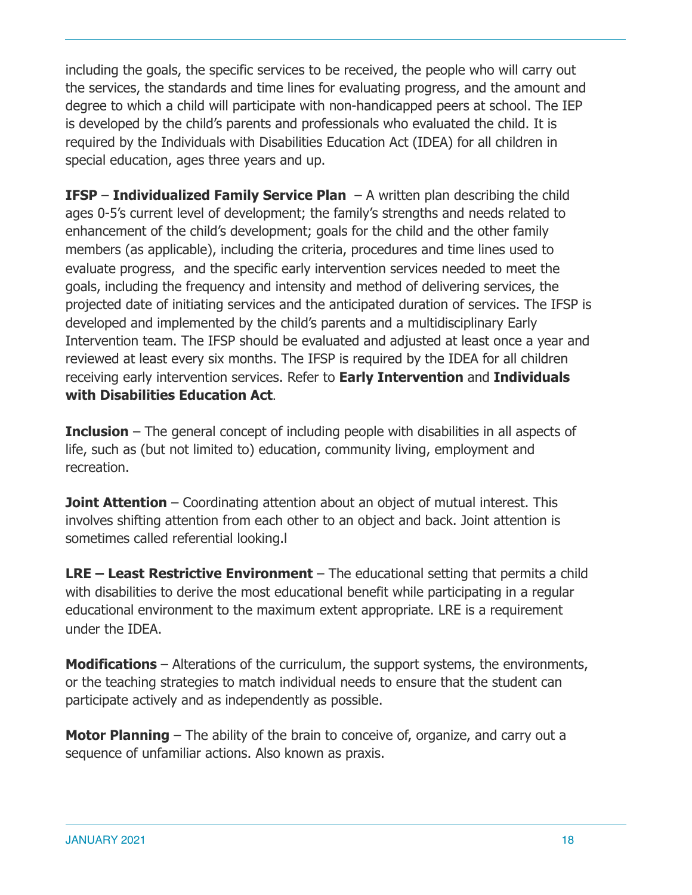including the goals, the specific services to be received, the people who will carry out the services, the standards and time lines for evaluating progress, and the amount and degree to which a child will participate with non-handicapped peers at school. The IEP is developed by the child's parents and professionals who evaluated the child. It is required by the Individuals with Disabilities Education Act (IDEA) for all children in special education, ages three years and up.

**IFSP** – **Individualized Family Service Plan** – A written plan describing the child ages 0-5's current level of development; the family's strengths and needs related to enhancement of the child's development; goals for the child and the other family members (as applicable), including the criteria, procedures and time lines used to evaluate progress, and the specific early intervention services needed to meet the goals, including the frequency and intensity and method of delivering services, the projected date of initiating services and the anticipated duration of services. The IFSP is developed and implemented by the child's parents and a multidisciplinary Early Intervention team. The IFSP should be evaluated and adjusted at least once a year and reviewed at least every six months. The IFSP is required by the IDEA for all children receiving early intervention services. Refer to **Early Intervention** and **Individuals with Disabilities Education Act**.

**Inclusion** – The general concept of including people with disabilities in all aspects of life, such as (but not limited to) education, community living, employment and recreation.

**Joint Attention** – Coordinating attention about an object of mutual interest. This involves shifting attention from each other to an object and back. Joint attention is sometimes called referential looking.l

**LRE – Least Restrictive Environment** – The educational setting that permits a child with disabilities to derive the most educational benefit while participating in a regular educational environment to the maximum extent appropriate. LRE is a requirement under the IDEA.

**Modifications** – Alterations of the curriculum, the support systems, the environments, or the teaching strategies to match individual needs to ensure that the student can participate actively and as independently as possible.

**Motor Planning** – The ability of the brain to conceive of, organize, and carry out a sequence of unfamiliar actions. Also known as praxis.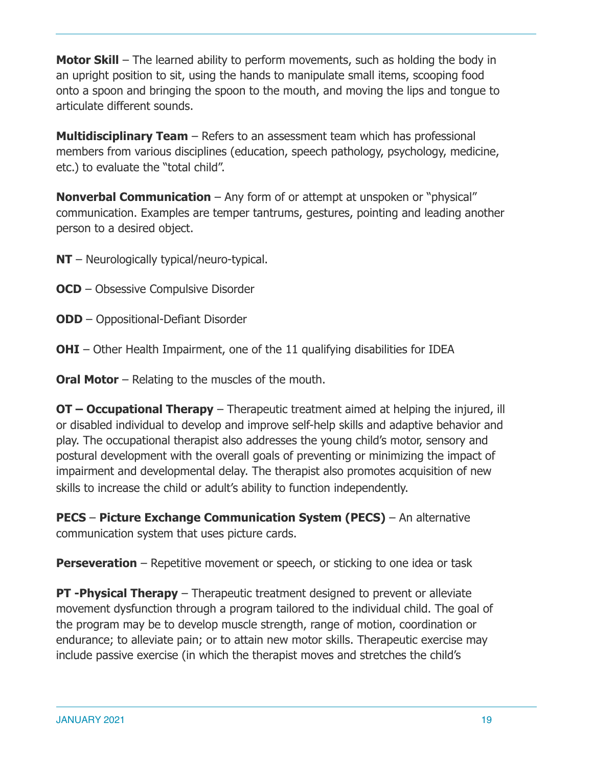**Motor Skill** – The learned ability to perform movements, such as holding the body in an upright position to sit, using the hands to manipulate small items, scooping food onto a spoon and bringing the spoon to the mouth, and moving the lips and tongue to articulate different sounds.

**Multidisciplinary Team** – Refers to an assessment team which has professional members from various disciplines (education, speech pathology, psychology, medicine, etc.) to evaluate the "total child".

**Nonverbal Communication** – Any form of or attempt at unspoken or "physical" communication. Examples are temper tantrums, gestures, pointing and leading another person to a desired object.

**NT** – Neurologically typical/neuro-typical.

**OCD** – Obsessive Compulsive Disorder

**ODD** – Oppositional-Defiant Disorder

**OHI** – Other Health Impairment, one of the 11 qualifying disabilities for IDEA

**Oral Motor** – Relating to the muscles of the mouth.

**OT – Occupational Therapy** – Therapeutic treatment aimed at helping the injured, ill or disabled individual to develop and improve self-help skills and adaptive behavior and play. The occupational therapist also addresses the young child's motor, sensory and postural development with the overall goals of preventing or minimizing the impact of impairment and developmental delay. The therapist also promotes acquisition of new skills to increase the child or adult's ability to function independently.

**PECS** – **Picture Exchange Communication System (PECS)** – An alternative communication system that uses picture cards.

**Perseveration** – Repetitive movement or speech, or sticking to one idea or task

**PT -Physical Therapy** – Therapeutic treatment designed to prevent or alleviate movement dysfunction through a program tailored to the individual child. The goal of the program may be to develop muscle strength, range of motion, coordination or endurance; to alleviate pain; or to attain new motor skills. Therapeutic exercise may include passive exercise (in which the therapist moves and stretches the child's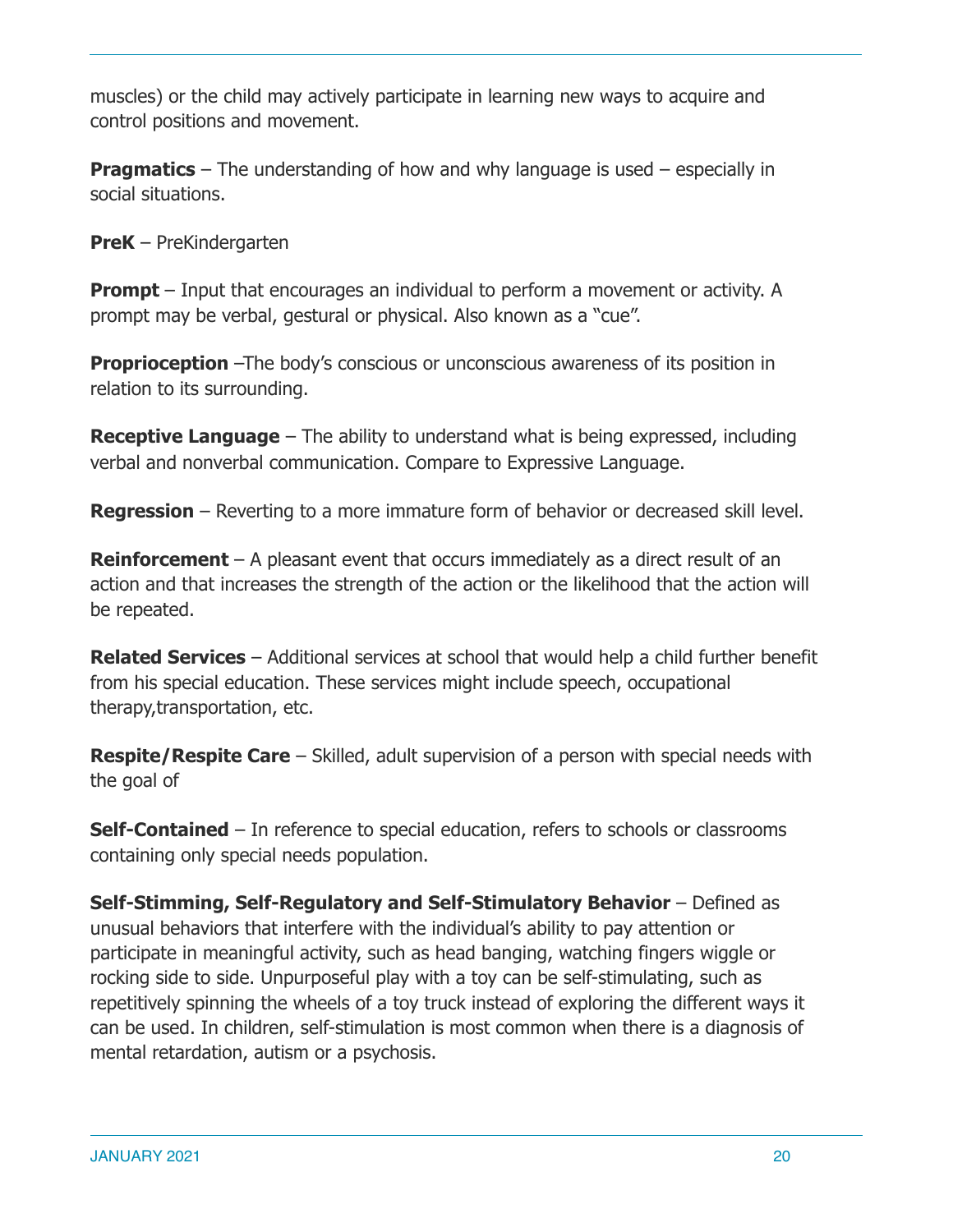muscles) or the child may actively participate in learning new ways to acquire and control positions and movement.

**Pragmatics** – The understanding of how and why language is used – especially in social situations.

**PreK** – PreKindergarten

**Prompt** – Input that encourages an individual to perform a movement or activity. A prompt may be verbal, gestural or physical. Also known as a "cue".

**Proprioception** –The body's conscious or unconscious awareness of its position in relation to its surrounding.

**Receptive Language** – The ability to understand what is being expressed, including verbal and nonverbal communication. Compare to Expressive Language.

**Regression** – Reverting to a more immature form of behavior or decreased skill level.

**Reinforcement** – A pleasant event that occurs immediately as a direct result of an action and that increases the strength of the action or the likelihood that the action will be repeated.

**Related Services** – Additional services at school that would help a child further benefit from his special education. These services might include speech, occupational therapy,transportation, etc.

**Respite/Respite Care** – Skilled, adult supervision of a person with special needs with the goal of

**Self-Contained** – In reference to special education, refers to schools or classrooms containing only special needs population.

**Self-Stimming, Self-Regulatory and Self-Stimulatory Behavior** – Defined as unusual behaviors that interfere with the individual's ability to pay attention or participate in meaningful activity, such as head banging, watching fingers wiggle or rocking side to side. Unpurposeful play with a toy can be self-stimulating, such as repetitively spinning the wheels of a toy truck instead of exploring the different ways it can be used. In children, self-stimulation is most common when there is a diagnosis of mental retardation, autism or a psychosis.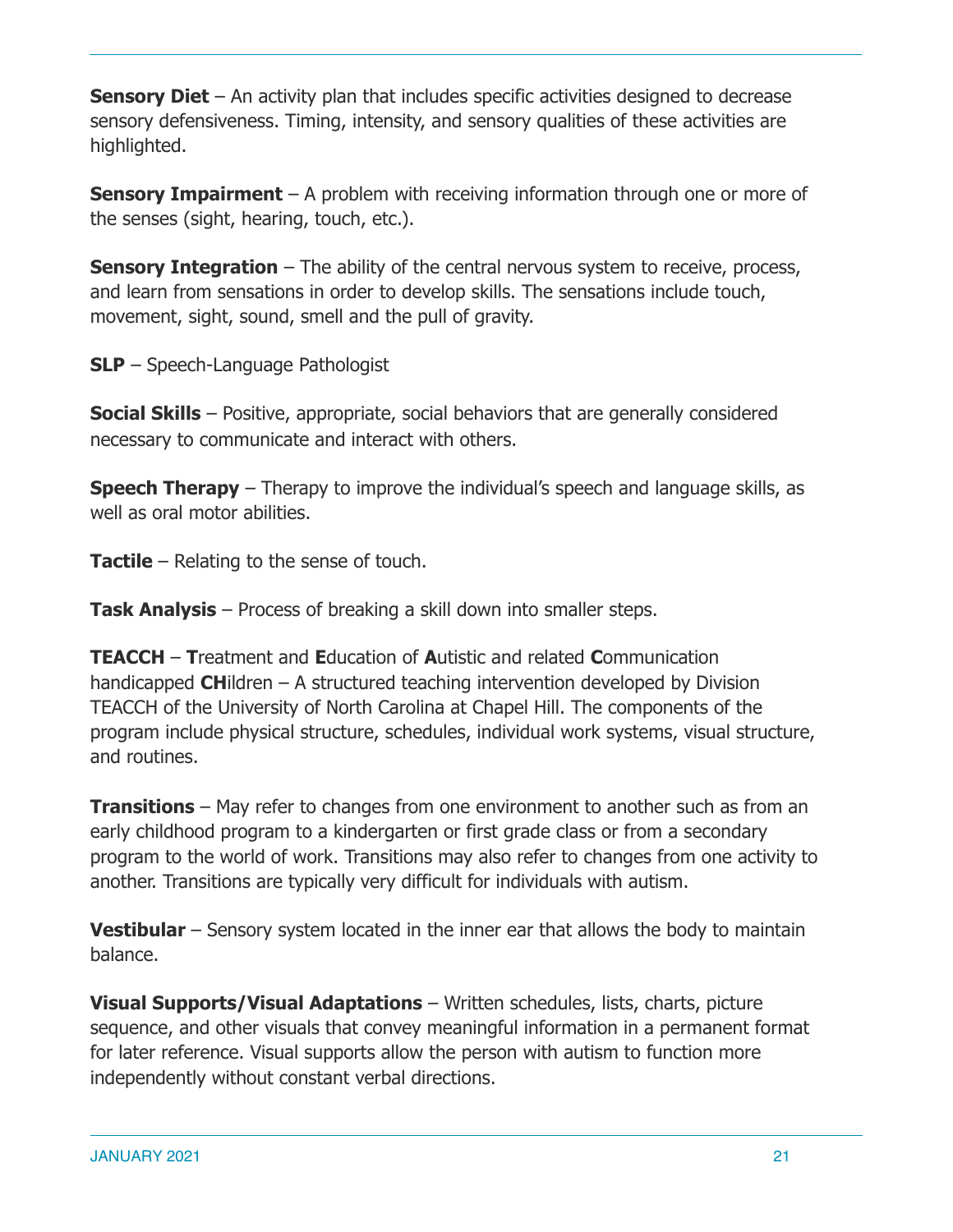**Sensory Diet** – An activity plan that includes specific activities designed to decrease sensory defensiveness. Timing, intensity, and sensory qualities of these activities are highlighted.

**Sensory Impairment** – A problem with receiving information through one or more of the senses (sight, hearing, touch, etc.).

**Sensory Integration** – The ability of the central nervous system to receive, process, and learn from sensations in order to develop skills. The sensations include touch, movement, sight, sound, smell and the pull of gravity.

**SLP** – Speech-Language Pathologist

**Social Skills** – Positive, appropriate, social behaviors that are generally considered necessary to communicate and interact with others.

**Speech Therapy** – Therapy to improve the individual's speech and language skills, as well as oral motor abilities.

**Tactile** – Relating to the sense of touch.

**Task Analysis** – Process of breaking a skill down into smaller steps.

**TEACCH** – **T**reatment and **E**ducation of **A**utistic and related **C**ommunication handicapped **CH**ildren – A structured teaching intervention developed by Division TEACCH of the University of North Carolina at Chapel Hill. The components of the program include physical structure, schedules, individual work systems, visual structure, and routines.

**Transitions** – May refer to changes from one environment to another such as from an early childhood program to a kindergarten or first grade class or from a secondary program to the world of work. Transitions may also refer to changes from one activity to another. Transitions are typically very difficult for individuals with autism.

**Vestibular** – Sensory system located in the inner ear that allows the body to maintain balance.

**Visual Supports/Visual Adaptations** – Written schedules, lists, charts, picture sequence, and other visuals that convey meaningful information in a permanent format for later reference. Visual supports allow the person with autism to function more independently without constant verbal directions.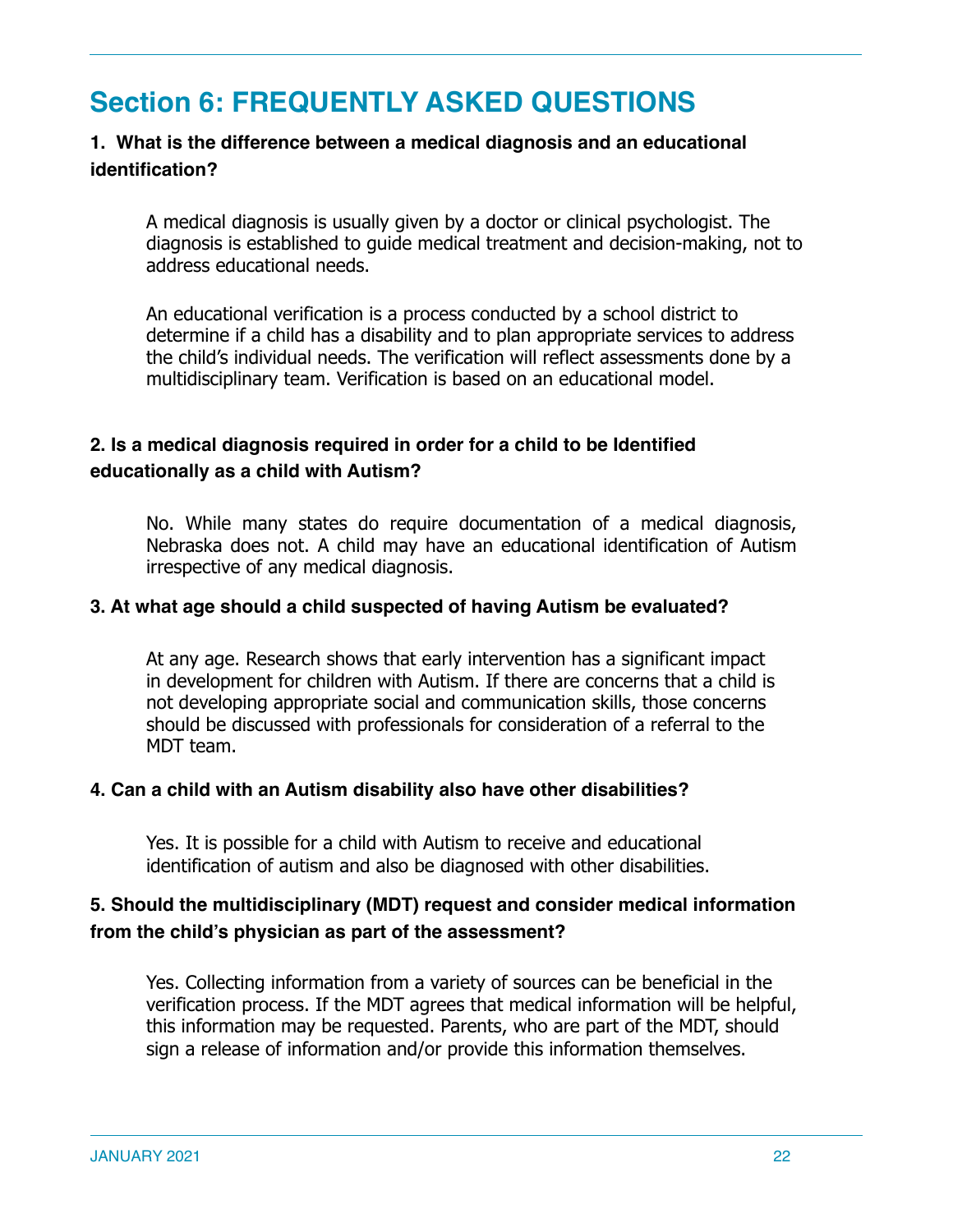# Section 6: FREQUENTLY ASKED QUESTIONS

**1. What is the difference between a medical diagnosis and an educational identification?**

A medical diagnosis is usually given by a doctor or clinical psychologist. The diagnosis is established to guide medical treatment and decision-making, not to address educational needs.

An educational verification is a process conducted by a school district to determine if a child has a disability and to plan appropriate services to address the child's individual needs. The verification will reflect assessments done by a multidisciplinary team. Verification is based on an educational model.

**2. Is a medical diagnosis required in order for a child to be Identified educationally as a child with Autism?**

No. While many states do require documentation of a medical diagnosis, Nebraska does not. A child may have an educational identification of Autism irrespective of any medical diagnosis.

**3. At what age should a child suspected of having Autism be evaluated?**

At any age. Research shows that early intervention has a significant impact in development for children with Autism. If there are concerns that a child is not developing appropriate social and communication skills, those concerns should be discussed with professionals for consideration of a referral to the MDT team.

**4. Can a child with an Autism disability also have other disabilities?**

Yes. It is possible for a child with Autism to receive and educational identification of autism and also be diagnosed with other disabilities.

**5. Should the multidisciplinary (MDT) request and consider medical information from the child's physician as part of the assessment?**

Yes. Collecting information from a variety of sources can be beneficial in the verification process. If the MDT agrees that medical information will be helpful, this information may be requested. Parents, who are part of the MDT, should sign a release of information and/or provide this information themselves.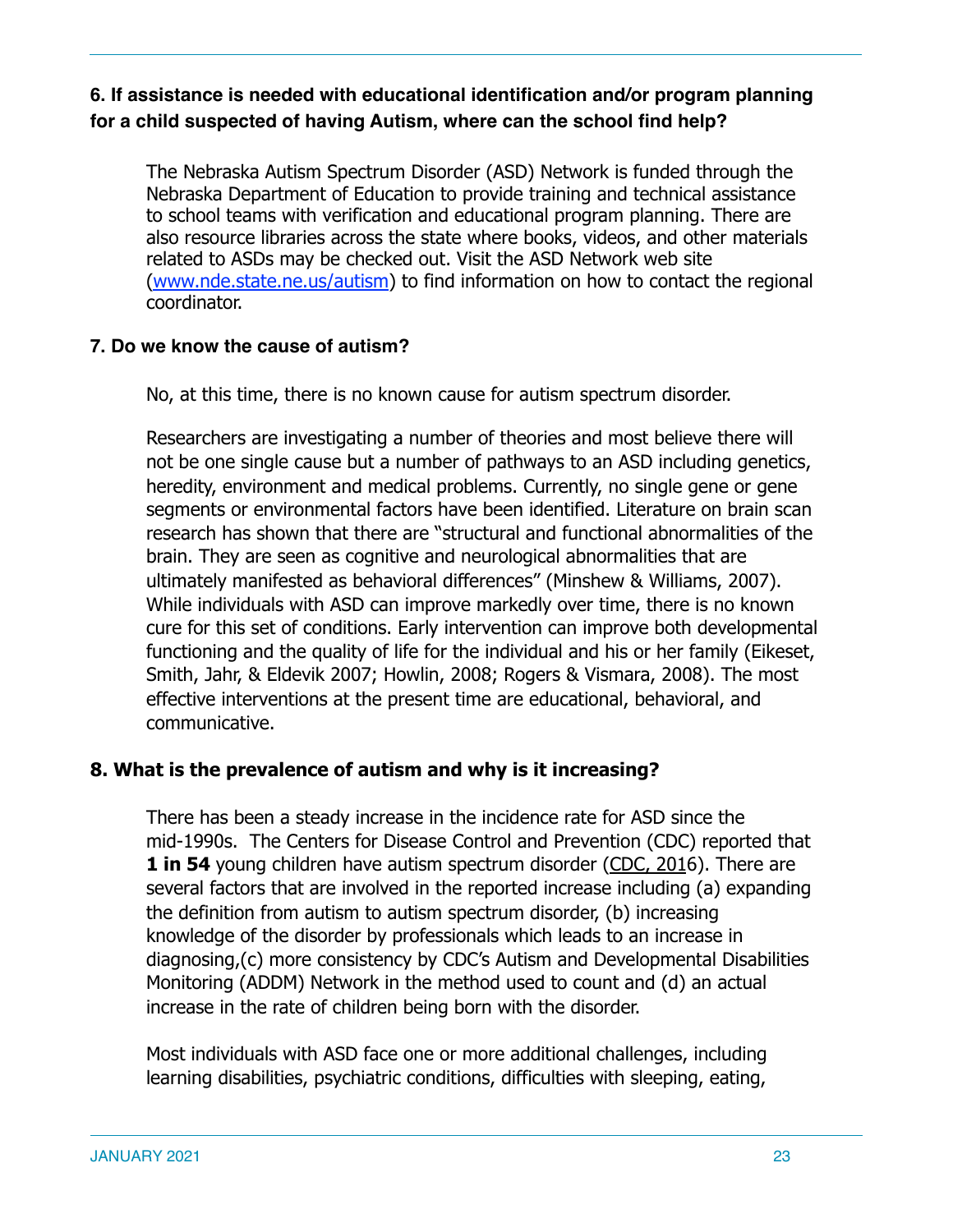### 6. If assistance is needed with educational identification and/or program planning for a child suspected of having Autism, where can the school find help?

The Nebraska Autism Spectrum Disorder (ASD) Network is funded through the Nebraska Department of Education to provide training and technical assistance to school teams with verification and educational program planning. There are also resource libraries across the state where books, videos, and other materials related to ASDs may be checked out. Visit the ASD Network web site ([www.nde.state.ne.us/autism](http://www.nde.state.ne.us/autism)) to find information on how to contact the regional coordinator.

### 7. Do we know the cause of autism?

No, at this time, there is no known cause for autism spectrum disorder.

Researchers are investigating a number of theories and most believe there will not be one single cause but a number of pathways to an ASD including genetics, heredity, environment and medical problems. Currently, no single gene or gene segments or environmental factors have been identified. Literature on brain scan research has shown that there are "structural and functional abnormalities of the brain. They are seen as cognitive and neurological abnormalities that are ultimately manifested as behavioral differences" (Minshew & Williams, 2007). While individuals with ASD can improve markedly over time, there is no known cure for this set of conditions. Early intervention can improve both developmental functioning and the quality of life for the individual and his or her family (Eikeset, Smith, Jahr, & Eldevik 2007; Howlin, 2008; Rogers & Vismara, 2008). The most effective interventions at the present time are educational, behavioral, and communicative.

### 8. What is the prevalence of autism and why is it increasing?

There has been a steady increase in the incidence rate for ASD since the mid-1990s. The Centers for Disease Control and Prevention (CDC) reported that **1 in 54** young children have autism spectrum disorder (CDC, 2016). There are several factors that are involved in the reported increase including (a) expanding the definition from autism to autism spectrum disorder, (b) increasing knowledge of the disorder by professionals which leads to an increase in diagnosing,(c) more consistency by CDC's Autism and Developmental Disabilities Monitoring (ADDM) Network in the method used to count and (d) an actual increase in the rate of children being born with the disorder.

Most individuals with ASD face one or more additional challenges, including learning disabilities, psychiatric conditions, difficulties with sleeping, eating,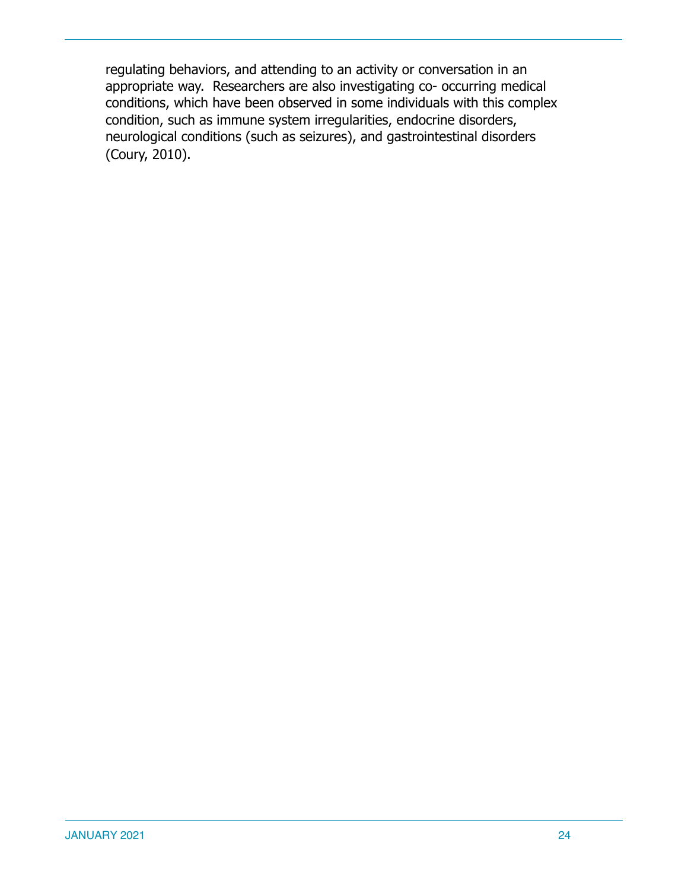regulating behaviors, and attending to an activity or conversation in an appropriate way. Researchers are also investigating co- occurring medical conditions, which have been observed in some individuals with this complex condition, such as immune system irregularities, endocrine disorders, neurological conditions (such as seizures), and gastrointestinal disorders (Coury, 2010).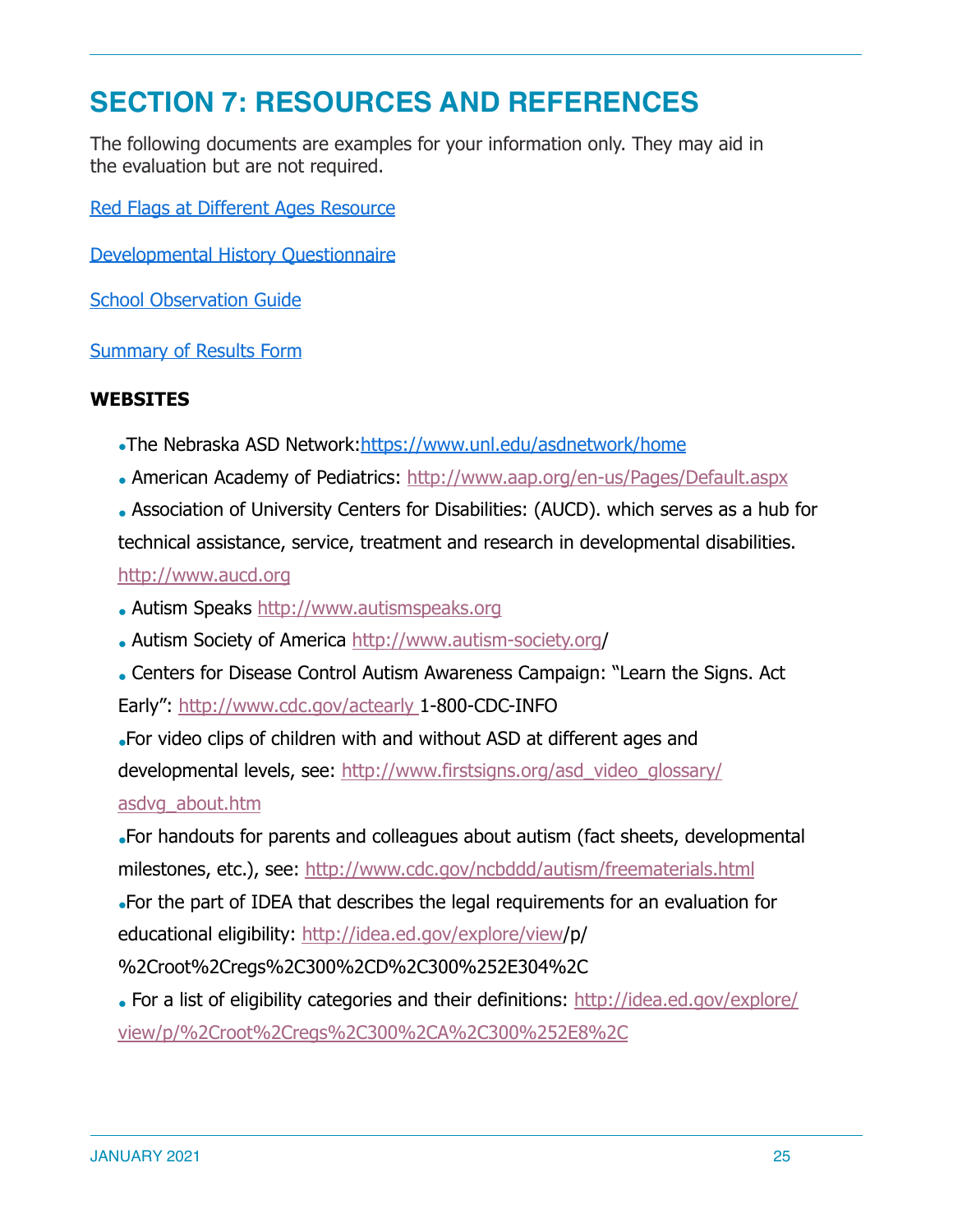# SECTION 7: RESOURCES AND REFERENCES

The following documents are examples for your information only. They may aid in the evaluation but are not required.

Red Flags at Different Ages Resource

Developmental History Questionnaire

School Observation Guide

Summary of Results Form

**WEBSITES**

- The Nebraska ASD Network:https://www.unl.edu/asdnetwork/home
- American Academy of Pediatrics: http://www.aap.org/en-us/Pages/Default.aspx
- Association of University Centers for Disabilities: (AUCD). which serves as a hub for technical assistance, service, treatment and research in developmental disabilities. http://www.aucd.org
- Autism Speaks http://www.autismspeaks.org
- Autism Society of America http://www.autism-society.org/
- Centers for Disease Control Autism Awareness Campaign: "Learn the Signs. Act Early": http://www.cdc.gov/actearly 1-800-CDC-INFO
- For video clips of children with and without ASD at different ages and developmental levels, see: http://www.firstsigns.org/asd_video_glossary/asdvg_about.htm
- For handouts for parents and colleagues about autism (fact sheets, developmental milestones, etc.), see: http://www.cdc.gov/ncbddd/autism/freematerials.html
- For the part of IDEA that describes the legal requirements for an evaluation for educational eligibility: http://idea.ed.gov/explore/view/p/%2Croot%2Cregs%2C300%2CD%2C300%252E304%2C
- For a list of eligibility categories and their definitions: http://idea.ed.gov/explore/view/p/%2Croot%2Cregs%2C300%2CA%2C300%252E8%2C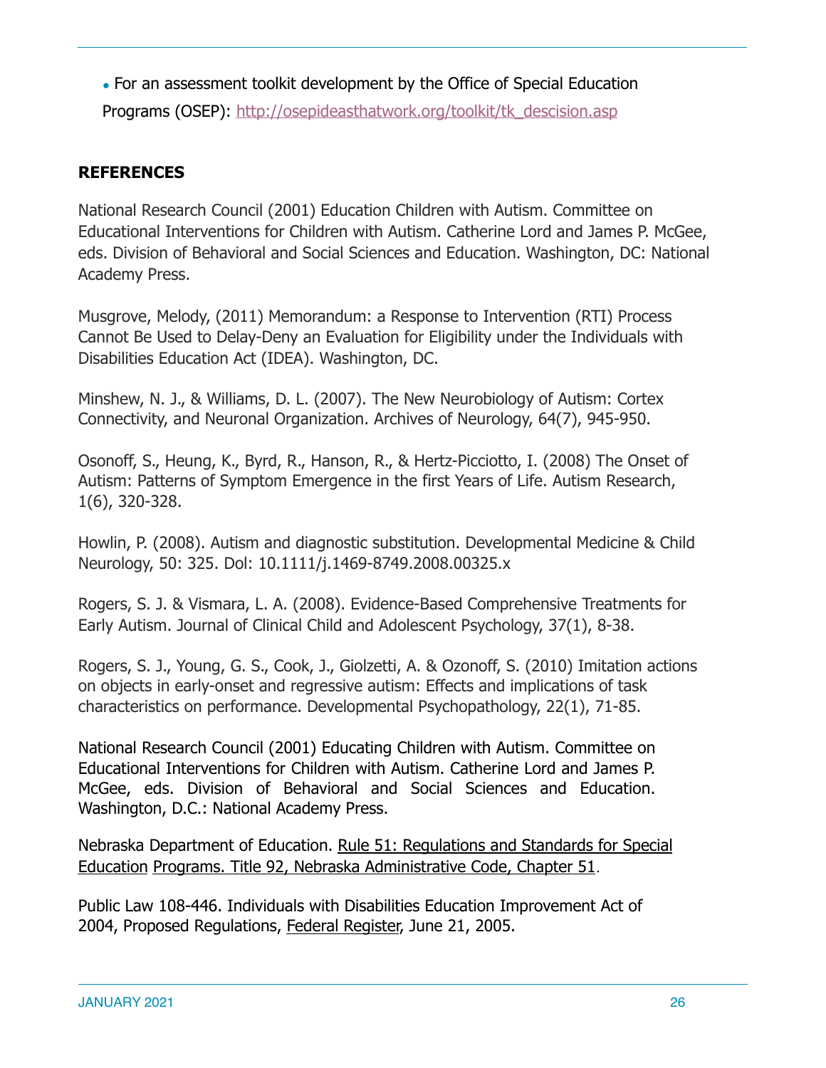- For an assessment toolkit development by the Office of Special Education Programs (OSEP): [http://osepideasthatwork.org/toolkit/tk_descision.asp](http://osepideasthatwork.org/toolkit/tk_descision.asp)

**REFERENCES**

National Research Council (2001) Education Children with Autism. Committee on Educational Interventions for Children with Autism. Catherine Lord and James P. McGee, eds. Division of Behavioral and Social Sciences and Education. Washington, DC: National Academy Press.

Musgrove, Melody, (2011) Memorandum: a Response to Intervention (RTI) Process Cannot Be Used to Delay-Deny an Evaluation for Eligibility under the Individuals with Disabilities Education Act (IDEA). Washington, DC.

Minshew, N. J., & Williams, D. L. (2007). The New Neurobiology of Autism: Cortex Connectivity, and Neuronal Organization. Archives of Neurology, 64(7), 945-950.

Osonoff, S., Heung, K., Byrd, R., Hanson, R., & Hertz-Picciotto, I. (2008) The Onset of Autism: Patterns of Symptom Emergence in the first Years of Life. Autism Research, 1(6), 320-328.

Howlin, P. (2008). Autism and diagnostic substitution. Developmental Medicine & Child Neurology, 50: 325. DoI: 10.1111/j.1469-8749.2008.00325.x

Rogers, S. J. & Vismara, L. A. (2008). Evidence-Based Comprehensive Treatments for Early Autism. Journal of Clinical Child and Adolescent Psychology, 37(1), 8-38.

Rogers, S. J., Young, G. S., Cook, J., Giolzetti, A. & Ozonoff, S. (2010) Imitation actions on objects in early-onset and regressive autism: Effects and implications of task characteristics on performance. Developmental Psychopathology, 22(1), 71-85.

National Research Council (2001) Educating Children with Autism. Committee on Educational Interventions for Children with Autism. Catherine Lord and James P. McGee, eds. Division of Behavioral and Social Sciences and Education. Washington, D.C.: National Academy Press.

Nebraska Department of Education. Rule 51: Regulations and Standards for Special Education Programs. Title 92, Nebraska Administrative Code, Chapter 51.

Public Law 108-446. Individuals with Disabilities Education Improvement Act of 2004, Proposed Regulations, Federal Register, June 21, 2005.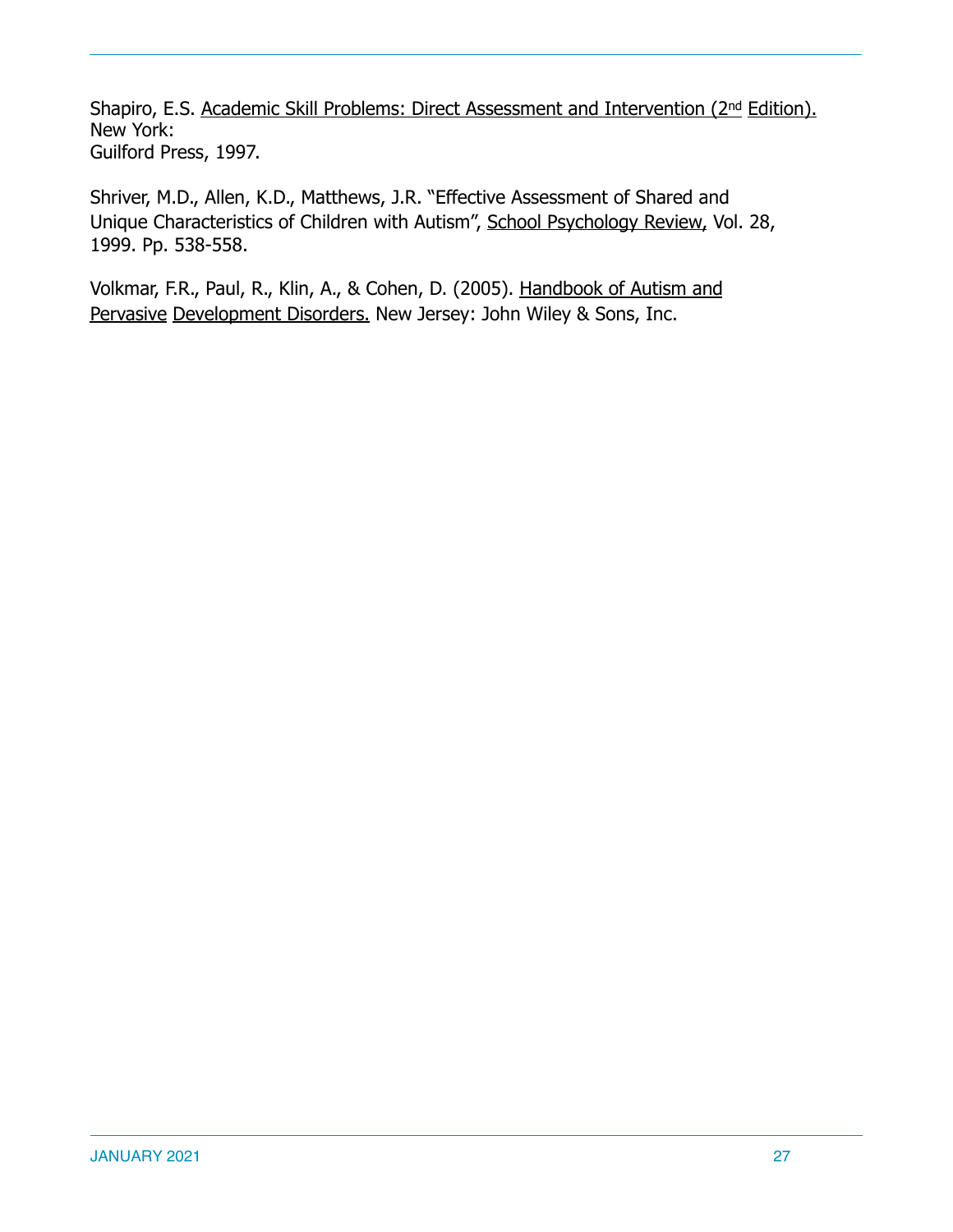Shapiro, E.S. <u>Academic Skill Problems: Direct Assessment and Intervention (2nd Edition).</u> New York: Guilford Press, 1997.

Shriver, M.D., Allen, K.D., Matthews, J.R. "Effective Assessment of Shared and Unique Characteristics of Children with Autism", <u>School Psychology Review,</u> Vol. 28, 1999. Pp. 538-558.

Volkmar, F.R., Paul, R., Klin, A., & Cohen, D. (2005). <u>Handbook of Autism and Pervasive Development Disorders.</u> New Jersey: John Wiley & Sons, Inc.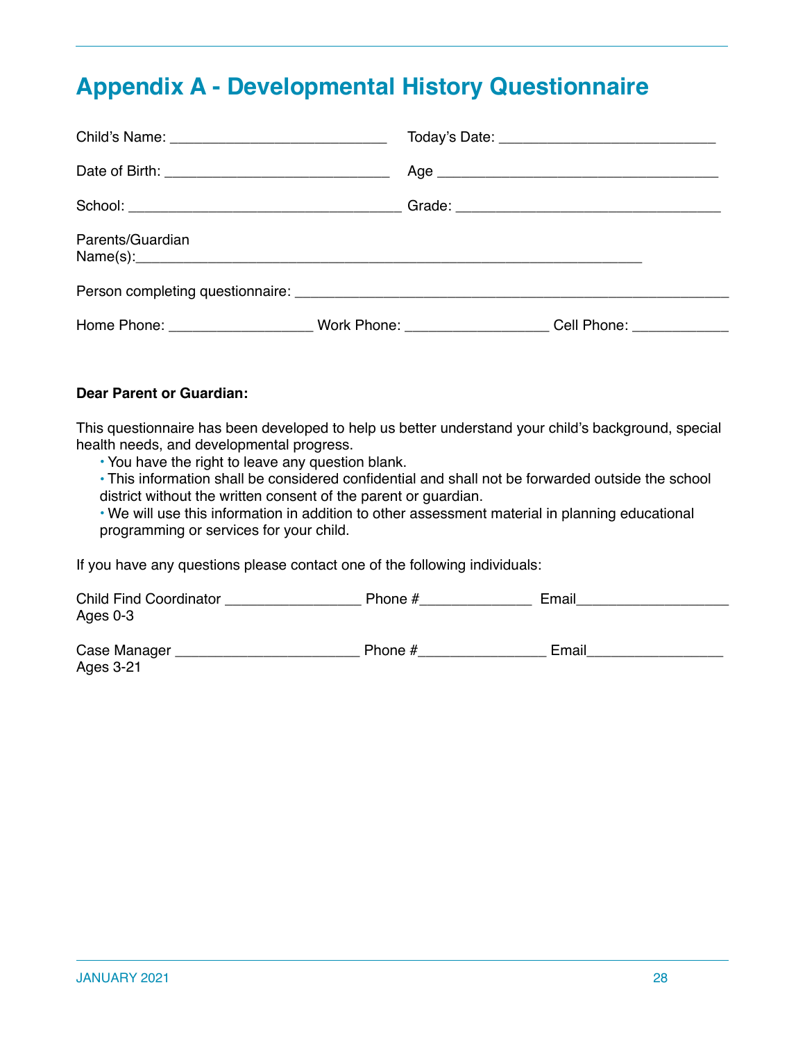# Appendix A - Developmental History Questionnaire

Child's Name: ___________________________ Today's Date: ___________________________

Date of Birth: ____________________________ Age ___________________________________

School: __________________________________ Grade: ________________________________

Parents/Guardian Name(s):_________________________________________________________________

Person completing questionnaire: ____________________________________________________

Home Phone: _________________ Work Phone: _________________ Cell Phone: ____________

**Dear Parent or Guardian:**

This questionnaire has been developed to help us better understand your child's background, special health needs, and developmental progress.

- You have the right to leave any question blank.
- This information shall be considered confidential and shall not be forwarded outside the school district without the written consent of the parent or guardian.
- We will use this information in addition to other assessment material in planning educational programming or services for your child.

If you have any questions please contact one of the following individuals:

Child Find Coordinator _________________ Phone #______________ Email___________________
Ages 0-3

Case Manager _______________________ Phone #________________ Email_________________
Ages 3-21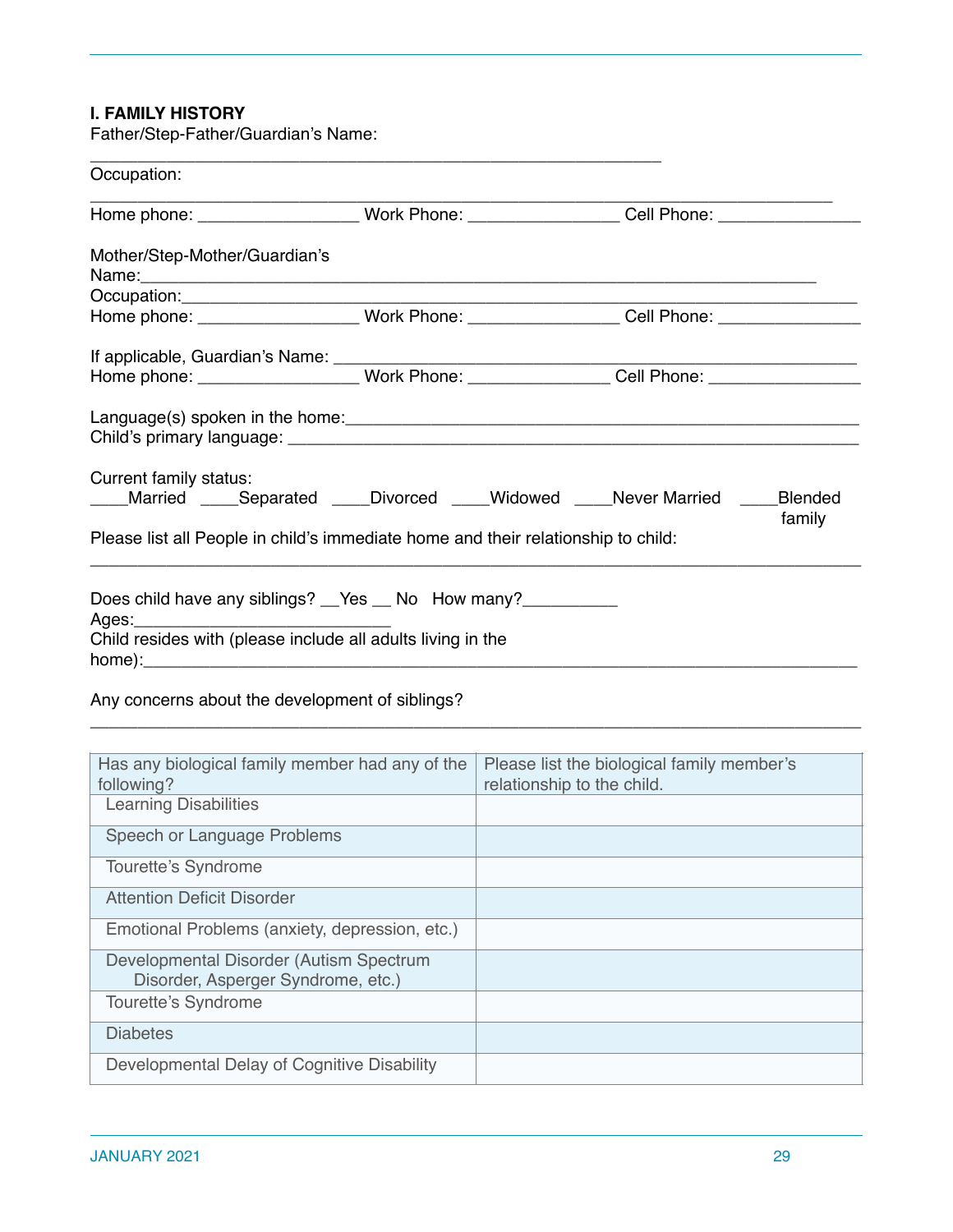**I. FAMILY HISTORY**

Father/Step-Father/Guardian's Name: ___________________________________________________________

Occupation: ___________________________________________________________________________

Home phone: _________________ Work Phone: ________________ Cell Phone: _______________

Mother/Step-Mother/Guardian's Name:_______________________________________________________________________

Occupation:____________________________________________________________________________

Home phone: _________________ Work Phone: ________________ Cell Phone: _______________

If applicable, Guardian's Name: _____________________________________________________

Home phone: _________________ Work Phone: _______________ Cell Phone: ________________

Language(s) spoken in the home:_____________________________________________________

Child's primary language: __________________________________________________________

Current family status:

____Married ____Separated ____Divorced ____Widowed ____Never Married ____Blended family

Please list all People in child's immediate home and their relationship to child:

_____________________________________________________________________________

Does child have any siblings? __Yes __ No How many?__________

Ages:____________________________

Child resides with (please include all adults living in the home):_____________________________________________________________________________

Any concerns about the development of siblings?

_____________________________________________________________________________

| Has any biological family member had any of the following? | Please list the biological family member's relationship to the child. |
|---|---|
| Learning Disabilities | |
| Speech or Language Problems | |
| Tourette's Syndrome | |
| Attention Deficit Disorder | |
| Emotional Problems (anxiety, depression, etc.) | |
| Developmental Disorder (Autism Spectrum Disorder, Asperger Syndrome, etc.) | |
| Tourette's Syndrome | |
| Diabetes | |
| Developmental Delay of Cognitive Disability | |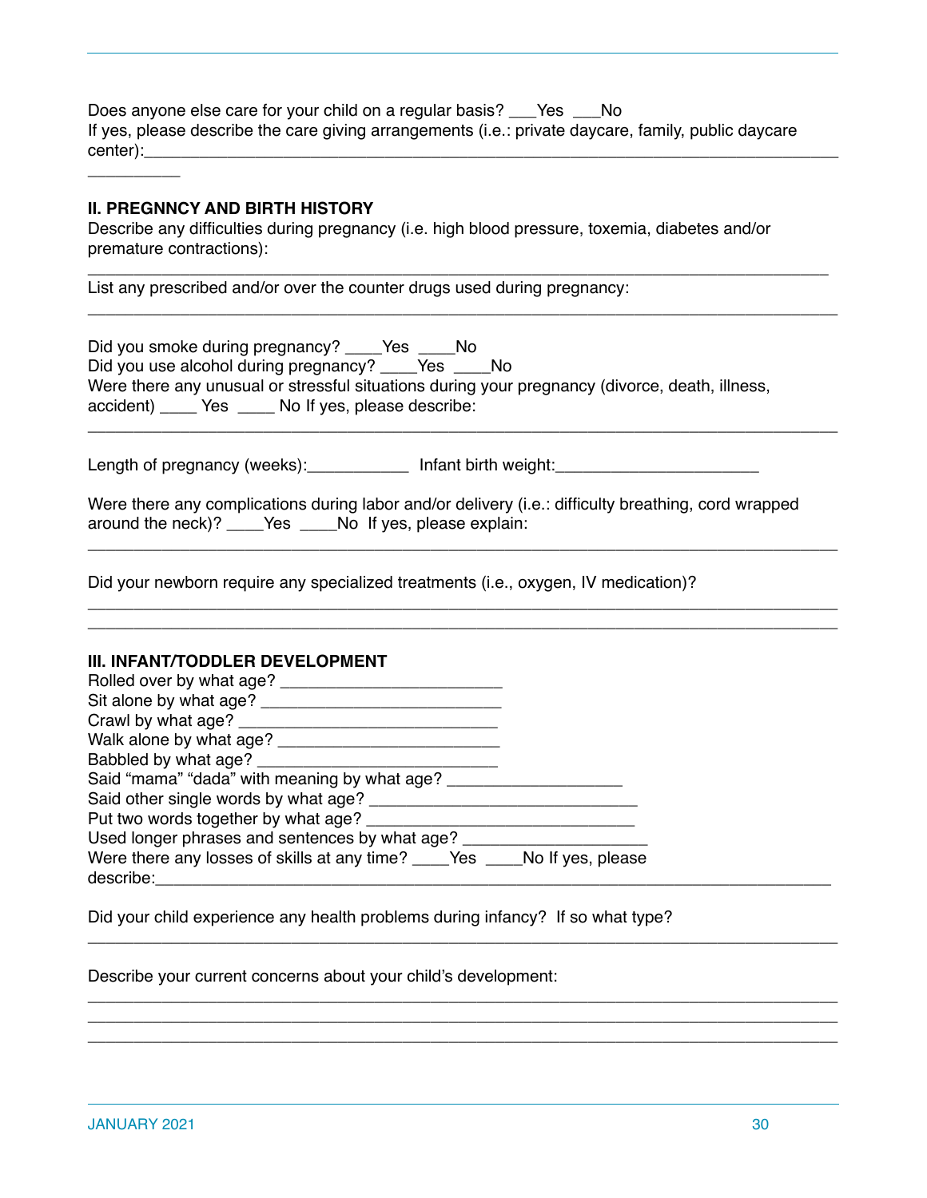Does anyone else care for your child on a regular basis? ___Yes ___No
If yes, please describe the care giving arrangements (i.e.: private daycare, family, public daycare center):____________________________________________________________________________

## II. PREGNNCY AND BIRTH HISTORY

Describe any difficulties during pregnancy (i.e. high blood pressure, toxemia, diabetes and/or premature contractions):
____________________________________________________________________________

List any prescribed and/or over the counter drugs used during pregnancy:
____________________________________________________________________________

Did you smoke during pregnancy? ____Yes ____No
Did you use alcohol during pregnancy? ____Yes ____No
Were there any unusual or stressful situations during your pregnancy (divorce, death, illness, accident) ____ Yes ____ No If yes, please describe:
____________________________________________________________________________

Length of pregnancy (weeks):___________ Infant birth weight:_____________________

Were there any complications during labor and/or delivery (i.e.: difficulty breathing, cord wrapped around the neck)? ____Yes ____No If yes, please explain:
____________________________________________________________________________

Did your newborn require any specialized treatments (i.e., oxygen, IV medication)?
____________________________________________________________________________
____________________________________________________________________________

## III. INFANT/TODDLER DEVELOPMENT

Rolled over by what age? ________________________
Sit alone by what age? __________________________
Crawl by what age? ____________________________
Walk alone by what age? _________________________
Babbled by what age? ___________________________
Said "mama" "dada" with meaning by what age? ___________________
Said other single words by what age? ____________________________
Put two words together by what age? _____________________________
Used longer phrases and sentences by what age? ____________________
Were there any losses of skills at any time? ____Yes ____No If yes, please describe:__________________________________________________________________________

Did your child experience any health problems during infancy? If so what type?
____________________________________________________________________________

Describe your current concerns about your child's development:
____________________________________________________________________________
____________________________________________________________________________
____________________________________________________________________________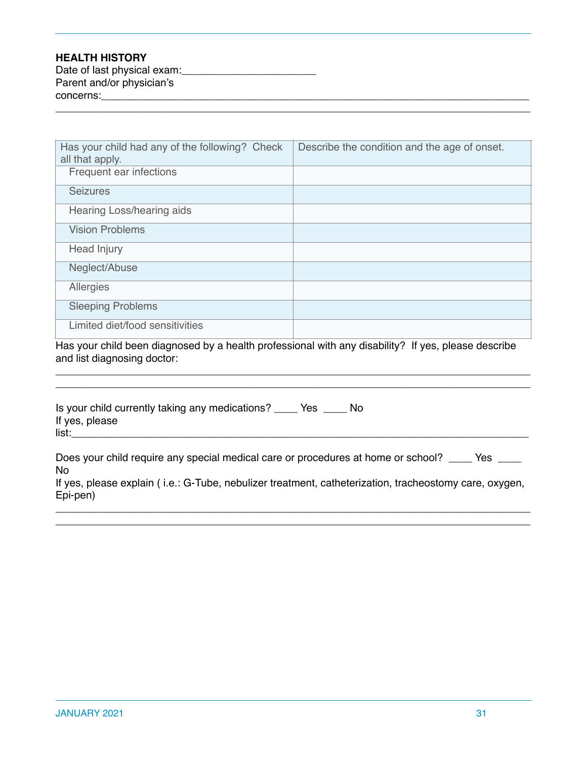**HEALTH HISTORY**

Date of last physical exam:_______________________

Parent and/or physician's concerns:___________________________________________________________________________

_____________________________________________________________________________________

| Has your child had any of the following? Check all that apply. | Describe the condition and the age of onset. |
|---|---|
| Frequent ear infections | |
| Seizures | |
| Hearing Loss/hearing aids | |
| Vision Problems | |
| Head Injury | |
| Neglect/Abuse | |
| Allergies | |
| Sleeping Problems | |
| Limited diet/food sensitivities | |

Has your child been diagnosed by a health professional with any disability? If yes, please describe and list diagnosing doctor:

_____________________________________________________________________________________

_____________________________________________________________________________________

Is your child currently taking any medications? ____ Yes ____ No

If yes, please list:_________________________________________________________________________

Does your child require any special medical care or procedures at home or school? ____ Yes ____ No

If yes, please explain ( i.e.: G-Tube, nebulizer treatment, catheterization, tracheostomy care, oxygen, Epi-pen)

_____________________________________________________________________________________

_____________________________________________________________________________________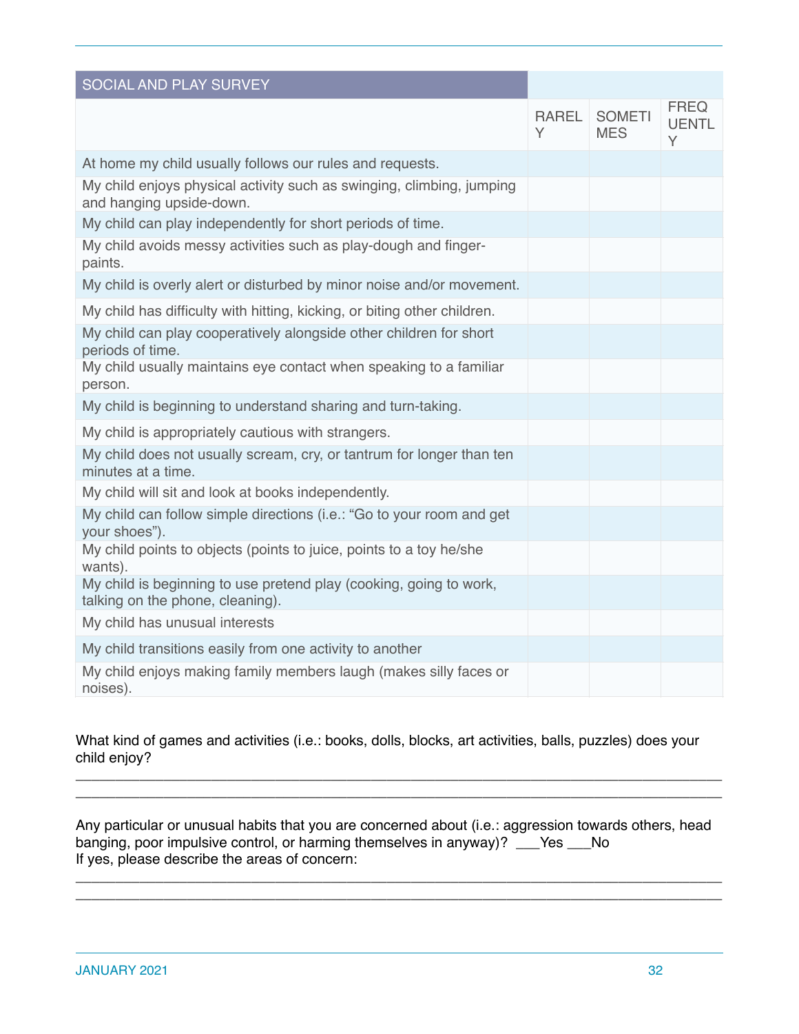| SOCIAL AND PLAY SURVEY | RARELY | SOMETIMES | FREQUENTLY |
|---|---|---|---|
| At home my child usually follows our rules and requests. | | | |
| My child enjoys physical activity such as swinging, climbing, jumping and hanging upside-down. | | | |
| My child can play independently for short periods of time. | | | |
| My child avoids messy activities such as play-dough and finger-paints. | | | |
| My child is overly alert or disturbed by minor noise and/or movement. | | | |
| My child has difficulty with hitting, kicking, or biting other children. | | | |
| My child can play cooperatively alongside other children for short periods of time. | | | |
| My child usually maintains eye contact when speaking to a familiar person. | | | |
| My child is beginning to understand sharing and turn-taking. | | | |
| My child is appropriately cautious with strangers. | | | |
| My child does not usually scream, cry, or tantrum for longer than ten minutes at a time. | | | |
| My child will sit and look at books independently. | | | |
| My child can follow simple directions (i.e.: "Go to your room and get your shoes"). | | | |
| My child points to objects (points to juice, points to a toy he/she wants). | | | |
| My child is beginning to use pretend play (cooking, going to work, talking on the phone, cleaning). | | | |
| My child has unusual interests | | | |
| My child transitions easily from one activity to another | | | |
| My child enjoys making family members laugh (makes silly faces or noises). | | | |

What kind of games and activities (i.e.: books, dolls, blocks, art activities, balls, puzzles) does your child enjoy?

_______________________________________________________________________________
_______________________________________________________________________________

Any particular or unusual habits that you are concerned about (i.e.: aggression towards others, head banging, poor impulsive control, or harming themselves in anyway)? ___Yes ___No
If yes, please describe the areas of concern:

_______________________________________________________________________________
_______________________________________________________________________________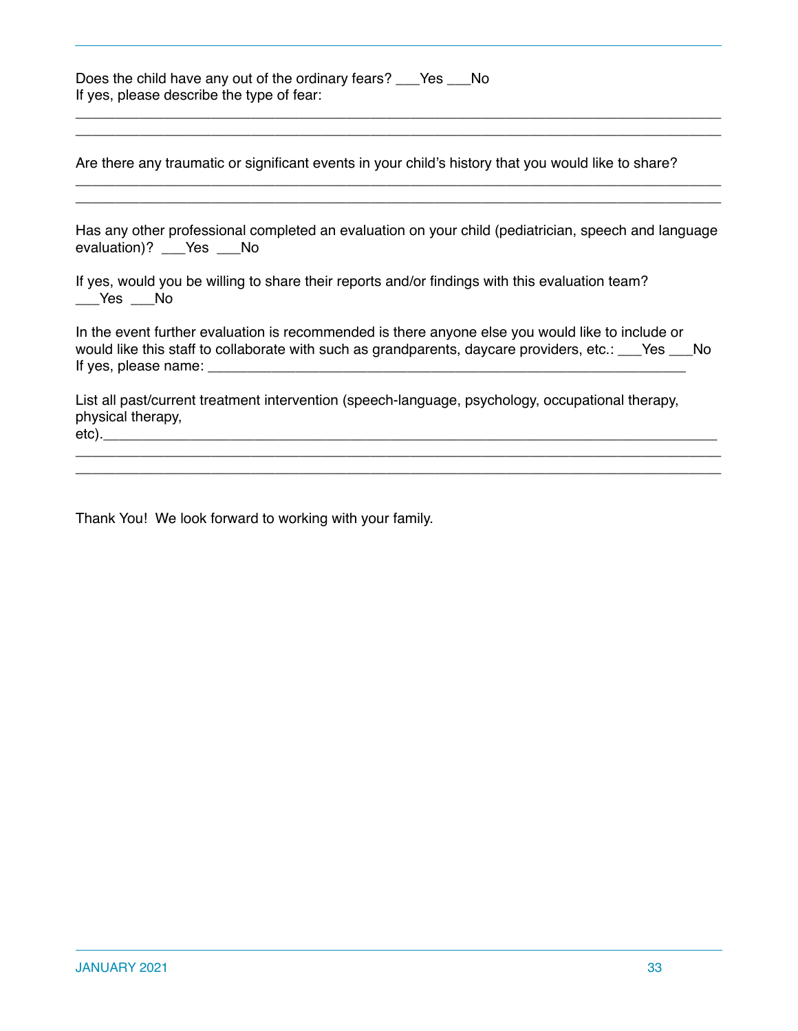Does the child have any out of the ordinary fears? ___Yes ___No
If yes, please describe the type of fear:
_______________________________________________________________________________
_______________________________________________________________________________

Are there any traumatic or significant events in your child's history that you would like to share?
_______________________________________________________________________________
_______________________________________________________________________________

Has any other professional completed an evaluation on your child (pediatrician, speech and language evaluation)? ___Yes ___No

If yes, would you be willing to share their reports and/or findings with this evaluation team?
___Yes ___No

In the event further evaluation is recommended is there anyone else you would like to include or would like this staff to collaborate with such as grandparents, daycare providers, etc.: ___Yes ___No
If yes, please name: ___________________________________________________________

List all past/current treatment intervention (speech-language, psychology, occupational therapy, physical therapy,
etc).___________________________________________________________________________
_______________________________________________________________________________
_______________________________________________________________________________

Thank You! We look forward to working with your family.